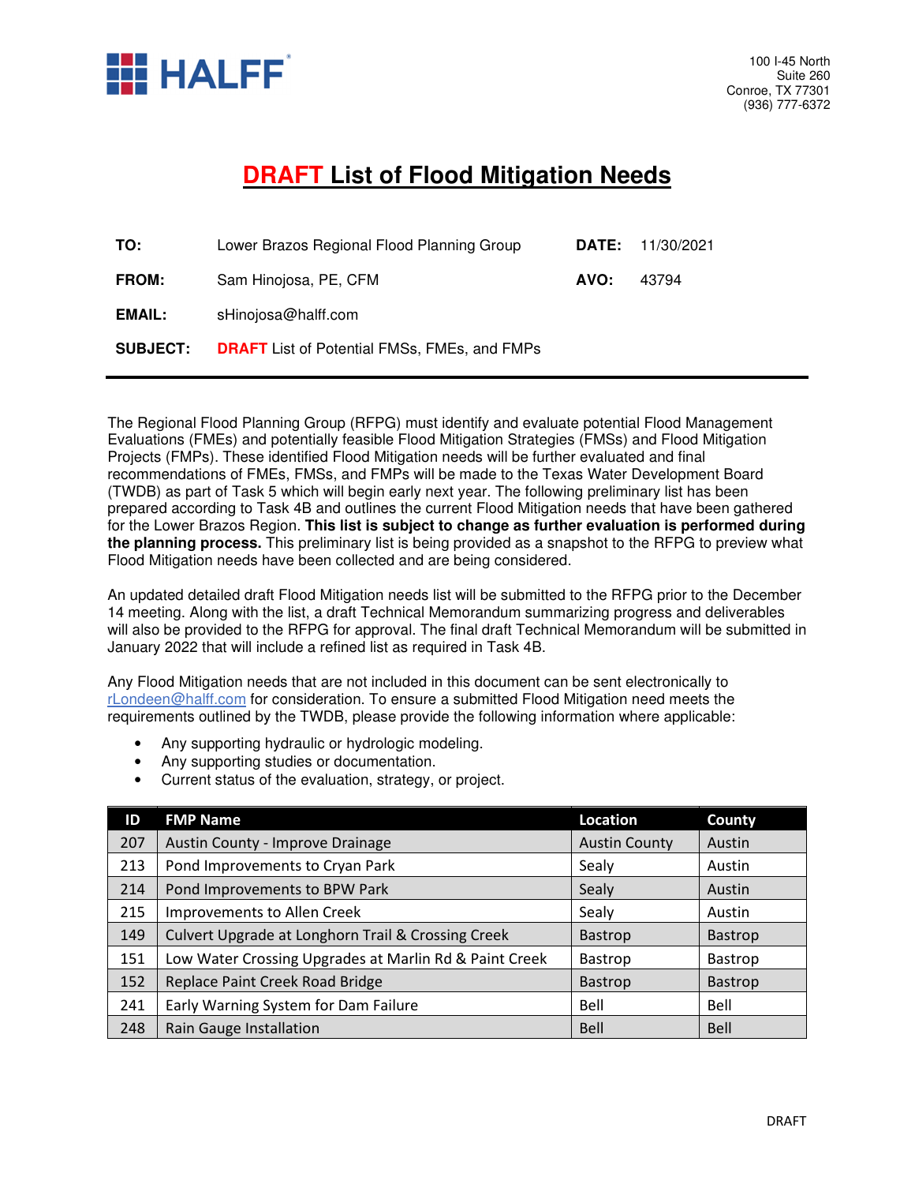HALFF

100 I-45 North
Suite 260
Conroe, TX 77301
(936) 777-6372

# DRAFT List of Flood Mitigation Needs

| | | | |
|---|---|---|---|
| **TO:** | Lower Brazos Regional Flood Planning Group | **DATE:** | 11/30/2021 |
| **FROM:** | Sam Hinojosa, PE, CFM | **AVO:** | 43794 |
| **EMAIL:** | sHinojosa@halff.com | | |
| **SUBJECT:** | **DRAFT** List of Potential FMSs, FMEs, and FMPs | | |

---

The Regional Flood Planning Group (RFPG) must identify and evaluate potential Flood Management Evaluations (FMEs) and potentially feasible Flood Mitigation Strategies (FMSs) and Flood Mitigation Projects (FMPs). These identified Flood Mitigation needs will be further evaluated and final recommendations of FMEs, FMSs, and FMPs will be made to the Texas Water Development Board (TWDB) as part of Task 5 which will begin early next year. The following preliminary list has been prepared according to Task 4B and outlines the current Flood Mitigation needs that have been gathered for the Lower Brazos Region. **This list is subject to change as further evaluation is performed during the planning process.** This preliminary list is being provided as a snapshot to the RFPG to preview what Flood Mitigation needs have been collected and are being considered.

An updated detailed draft Flood Mitigation needs list will be submitted to the RFPG prior to the December 14 meeting. Along with the list, a draft Technical Memorandum summarizing progress and deliverables will also be provided to the RFPG for approval. The final draft Technical Memorandum will be submitted in January 2022 that will include a refined list as required in Task 4B.

Any Flood Mitigation needs that are not included in this document can be sent electronically to rLondeen@halff.com for consideration. To ensure a submitted Flood Mitigation need meets the requirements outlined by the TWDB, please provide the following information where applicable:

- Any supporting hydraulic or hydrologic modeling.
- Any supporting studies or documentation.
- Current status of the evaluation, strategy, or project.

| ID | FMP Name | Location | County |
|---|---|---|---|
| 207 | Austin County - Improve Drainage | Austin County | Austin |
| 213 | Pond Improvements to Cryan Park | Sealy | Austin |
| 214 | Pond Improvements to BPW Park | Sealy | Austin |
| 215 | Improvements to Allen Creek | Sealy | Austin |
| 149 | Culvert Upgrade at Longhorn Trail & Crossing Creek | Bastrop | Bastrop |
| 151 | Low Water Crossing Upgrades at Marlin Rd & Paint Creek | Bastrop | Bastrop |
| 152 | Replace Paint Creek Road Bridge | Bastrop | Bastrop |
| 241 | Early Warning System for Dam Failure | Bell | Bell |
| 248 | Rain Gauge Installation | Bell | Bell |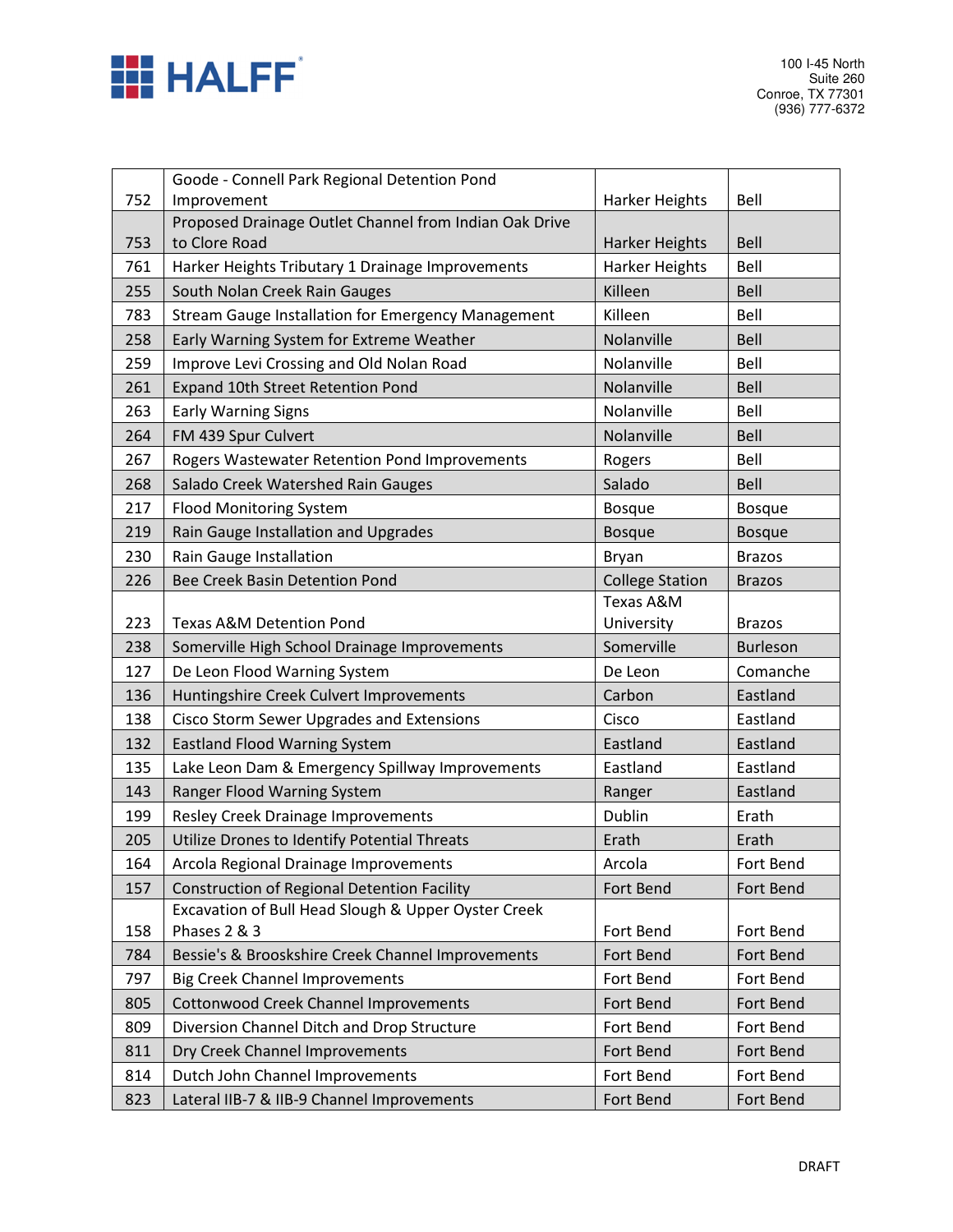| | | | |
|---|---|---|---|
| 752 | Goode - Connell Park Regional Detention Pond Improvement | Harker Heights | Bell |
| 753 | Proposed Drainage Outlet Channel from Indian Oak Drive to Clore Road | Harker Heights | Bell |
| 761 | Harker Heights Tributary 1 Drainage Improvements | Harker Heights | Bell |
| 255 | South Nolan Creek Rain Gauges | Killeen | Bell |
| 783 | Stream Gauge Installation for Emergency Management | Killeen | Bell |
| 258 | Early Warning System for Extreme Weather | Nolanville | Bell |
| 259 | Improve Levi Crossing and Old Nolan Road | Nolanville | Bell |
| 261 | Expand 10th Street Retention Pond | Nolanville | Bell |
| 263 | Early Warning Signs | Nolanville | Bell |
| 264 | FM 439 Spur Culvert | Nolanville | Bell |
| 267 | Rogers Wastewater Retention Pond Improvements | Rogers | Bell |
| 268 | Salado Creek Watershed Rain Gauges | Salado | Bell |
| 217 | Flood Monitoring System | Bosque | Bosque |
| 219 | Rain Gauge Installation and Upgrades | Bosque | Bosque |
| 230 | Rain Gauge Installation | Bryan | Brazos |
| 226 | Bee Creek Basin Detention Pond | College Station | Brazos |
| 223 | Texas A&M Detention Pond | Texas A&M University | Brazos |
| 238 | Somerville High School Drainage Improvements | Somerville | Burleson |
| 127 | De Leon Flood Warning System | De Leon | Comanche |
| 136 | Huntingshire Creek Culvert Improvements | Carbon | Eastland |
| 138 | Cisco Storm Sewer Upgrades and Extensions | Cisco | Eastland |
| 132 | Eastland Flood Warning System | Eastland | Eastland |
| 135 | Lake Leon Dam & Emergency Spillway Improvements | Eastland | Eastland |
| 143 | Ranger Flood Warning System | Ranger | Eastland |
| 199 | Resley Creek Drainage Improvements | Dublin | Erath |
| 205 | Utilize Drones to Identify Potential Threats | Erath | Erath |
| 164 | Arcola Regional Drainage Improvements | Arcola | Fort Bend |
| 157 | Construction of Regional Detention Facility | Fort Bend | Fort Bend |
| 158 | Excavation of Bull Head Slough & Upper Oyster Creek Phases 2 & 3 | Fort Bend | Fort Bend |
| 784 | Bessie's & Brooskshire Creek Channel Improvements | Fort Bend | Fort Bend |
| 797 | Big Creek Channel Improvements | Fort Bend | Fort Bend |
| 805 | Cottonwood Creek Channel Improvements | Fort Bend | Fort Bend |
| 809 | Diversion Channel Ditch and Drop Structure | Fort Bend | Fort Bend |
| 811 | Dry Creek Channel Improvements | Fort Bend | Fort Bend |
| 814 | Dutch John Channel Improvements | Fort Bend | Fort Bend |
| 823 | Lateral IIB-7 & IIB-9 Channel Improvements | Fort Bend | Fort Bend |

DRAFT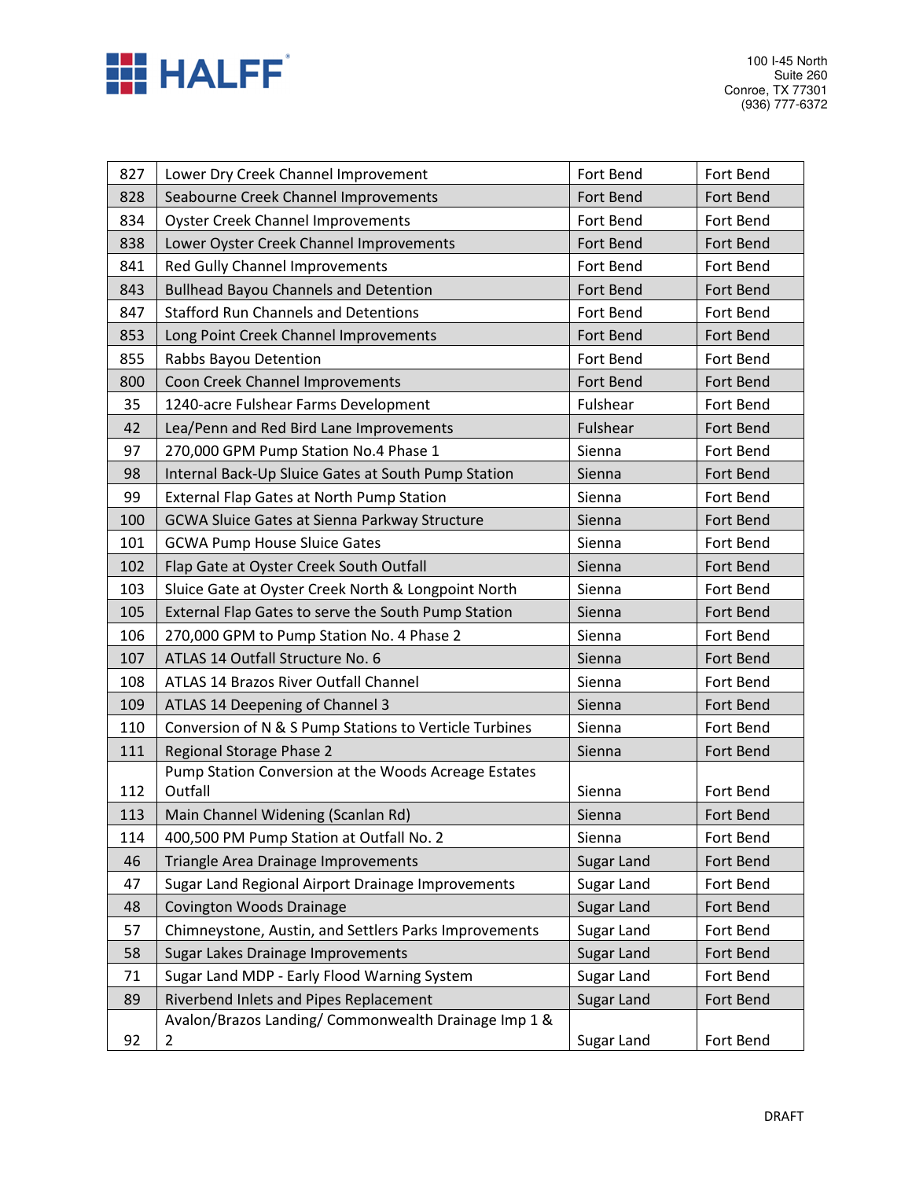| 827 | Lower Dry Creek Channel Improvement | Fort Bend | Fort Bend |
|---|---|---|---|
| 828 | Seabourne Creek Channel Improvements | Fort Bend | Fort Bend |
| 834 | Oyster Creek Channel Improvements | Fort Bend | Fort Bend |
| 838 | Lower Oyster Creek Channel Improvements | Fort Bend | Fort Bend |
| 841 | Red Gully Channel Improvements | Fort Bend | Fort Bend |
| 843 | Bullhead Bayou Channels and Detention | Fort Bend | Fort Bend |
| 847 | Stafford Run Channels and Detentions | Fort Bend | Fort Bend |
| 853 | Long Point Creek Channel Improvements | Fort Bend | Fort Bend |
| 855 | Rabbs Bayou Detention | Fort Bend | Fort Bend |
| 800 | Coon Creek Channel Improvements | Fort Bend | Fort Bend |
| 35 | 1240-acre Fulshear Farms Development | Fulshear | Fort Bend |
| 42 | Lea/Penn and Red Bird Lane Improvements | Fulshear | Fort Bend |
| 97 | 270,000 GPM Pump Station No.4 Phase 1 | Sienna | Fort Bend |
| 98 | Internal Back-Up Sluice Gates at South Pump Station | Sienna | Fort Bend |
| 99 | External Flap Gates at North Pump Station | Sienna | Fort Bend |
| 100 | GCWA Sluice Gates at Sienna Parkway Structure | Sienna | Fort Bend |
| 101 | GCWA Pump House Sluice Gates | Sienna | Fort Bend |
| 102 | Flap Gate at Oyster Creek South Outfall | Sienna | Fort Bend |
| 103 | Sluice Gate at Oyster Creek North & Longpoint North | Sienna | Fort Bend |
| 105 | External Flap Gates to serve the South Pump Station | Sienna | Fort Bend |
| 106 | 270,000 GPM to Pump Station No. 4 Phase 2 | Sienna | Fort Bend |
| 107 | ATLAS 14 Outfall Structure No. 6 | Sienna | Fort Bend |
| 108 | ATLAS 14 Brazos River Outfall Channel | Sienna | Fort Bend |
| 109 | ATLAS 14 Deepening of Channel 3 | Sienna | Fort Bend |
| 110 | Conversion of N & S Pump Stations to Verticle Turbines | Sienna | Fort Bend |
| 111 | Regional Storage Phase 2 | Sienna | Fort Bend |
| 112 | Pump Station Conversion at the Woods Acreage Estates Outfall | Sienna | Fort Bend |
| 113 | Main Channel Widening (Scanlan Rd) | Sienna | Fort Bend |
| 114 | 400,500 PM Pump Station at Outfall No. 2 | Sienna | Fort Bend |
| 46 | Triangle Area Drainage Improvements | Sugar Land | Fort Bend |
| 47 | Sugar Land Regional Airport Drainage Improvements | Sugar Land | Fort Bend |
| 48 | Covington Woods Drainage | Sugar Land | Fort Bend |
| 57 | Chimneystone, Austin, and Settlers Parks Improvements | Sugar Land | Fort Bend |
| 58 | Sugar Lakes Drainage Improvements | Sugar Land | Fort Bend |
| 71 | Sugar Land MDP - Early Flood Warning System | Sugar Land | Fort Bend |
| 89 | Riverbend Inlets and Pipes Replacement | Sugar Land | Fort Bend |
| 92 | Avalon/Brazos Landing/ Commonwealth Drainage Imp 1 & 2 | Sugar Land | Fort Bend |

DRAFT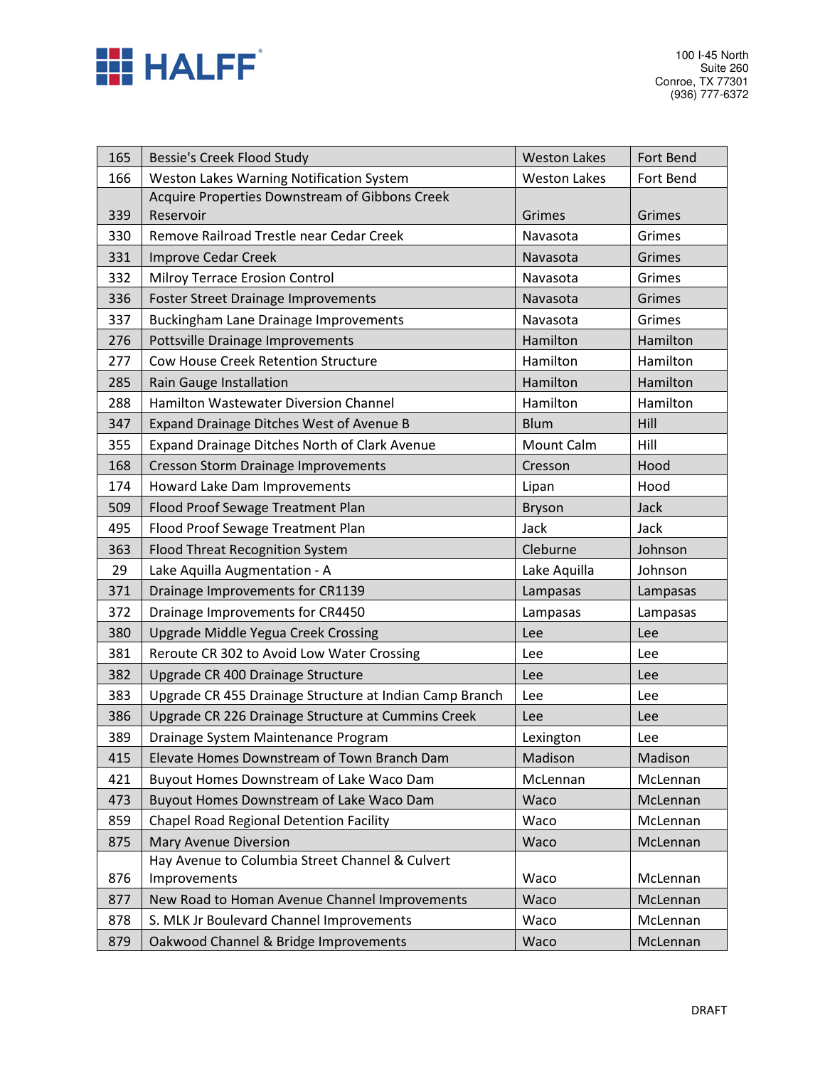| 165 | Bessie's Creek Flood Study | Weston Lakes | Fort Bend |
|---|---|---|---|
| 166 | Weston Lakes Warning Notification System | Weston Lakes | Fort Bend |
| 339 | Acquire Properties Downstream of Gibbons Creek Reservoir | Grimes | Grimes |
| 330 | Remove Railroad Trestle near Cedar Creek | Navasota | Grimes |
| 331 | Improve Cedar Creek | Navasota | Grimes |
| 332 | Milroy Terrace Erosion Control | Navasota | Grimes |
| 336 | Foster Street Drainage Improvements | Navasota | Grimes |
| 337 | Buckingham Lane Drainage Improvements | Navasota | Grimes |
| 276 | Pottsville Drainage Improvements | Hamilton | Hamilton |
| 277 | Cow House Creek Retention Structure | Hamilton | Hamilton |
| 285 | Rain Gauge Installation | Hamilton | Hamilton |
| 288 | Hamilton Wastewater Diversion Channel | Hamilton | Hamilton |
| 347 | Expand Drainage Ditches West of Avenue B | Blum | Hill |
| 355 | Expand Drainage Ditches North of Clark Avenue | Mount Calm | Hill |
| 168 | Cresson Storm Drainage Improvements | Cresson | Hood |
| 174 | Howard Lake Dam Improvements | Lipan | Hood |
| 509 | Flood Proof Sewage Treatment Plan | Bryson | Jack |
| 495 | Flood Proof Sewage Treatment Plan | Jack | Jack |
| 363 | Flood Threat Recognition System | Cleburne | Johnson |
| 29 | Lake Aquilla Augmentation - A | Lake Aquilla | Johnson |
| 371 | Drainage Improvements for CR1139 | Lampasas | Lampasas |
| 372 | Drainage Improvements for CR4450 | Lampasas | Lampasas |
| 380 | Upgrade Middle Yegua Creek Crossing | Lee | Lee |
| 381 | Reroute CR 302 to Avoid Low Water Crossing | Lee | Lee |
| 382 | Upgrade CR 400 Drainage Structure | Lee | Lee |
| 383 | Upgrade CR 455 Drainage Structure at Indian Camp Branch | Lee | Lee |
| 386 | Upgrade CR 226 Drainage Structure at Cummins Creek | Lee | Lee |
| 389 | Drainage System Maintenance Program | Lexington | Lee |
| 415 | Elevate Homes Downstream of Town Branch Dam | Madison | Madison |
| 421 | Buyout Homes Downstream of Lake Waco Dam | McLennan | McLennan |
| 473 | Buyout Homes Downstream of Lake Waco Dam | Waco | McLennan |
| 859 | Chapel Road Regional Detention Facility | Waco | McLennan |
| 875 | Mary Avenue Diversion | Waco | McLennan |
| 876 | Hay Avenue to Columbia Street Channel & Culvert Improvements | Waco | McLennan |
| 877 | New Road to Homan Avenue Channel Improvements | Waco | McLennan |
| 878 | S. MLK Jr Boulevard Channel Improvements | Waco | McLennan |
| 879 | Oakwood Channel & Bridge Improvements | Waco | McLennan |

DRAFT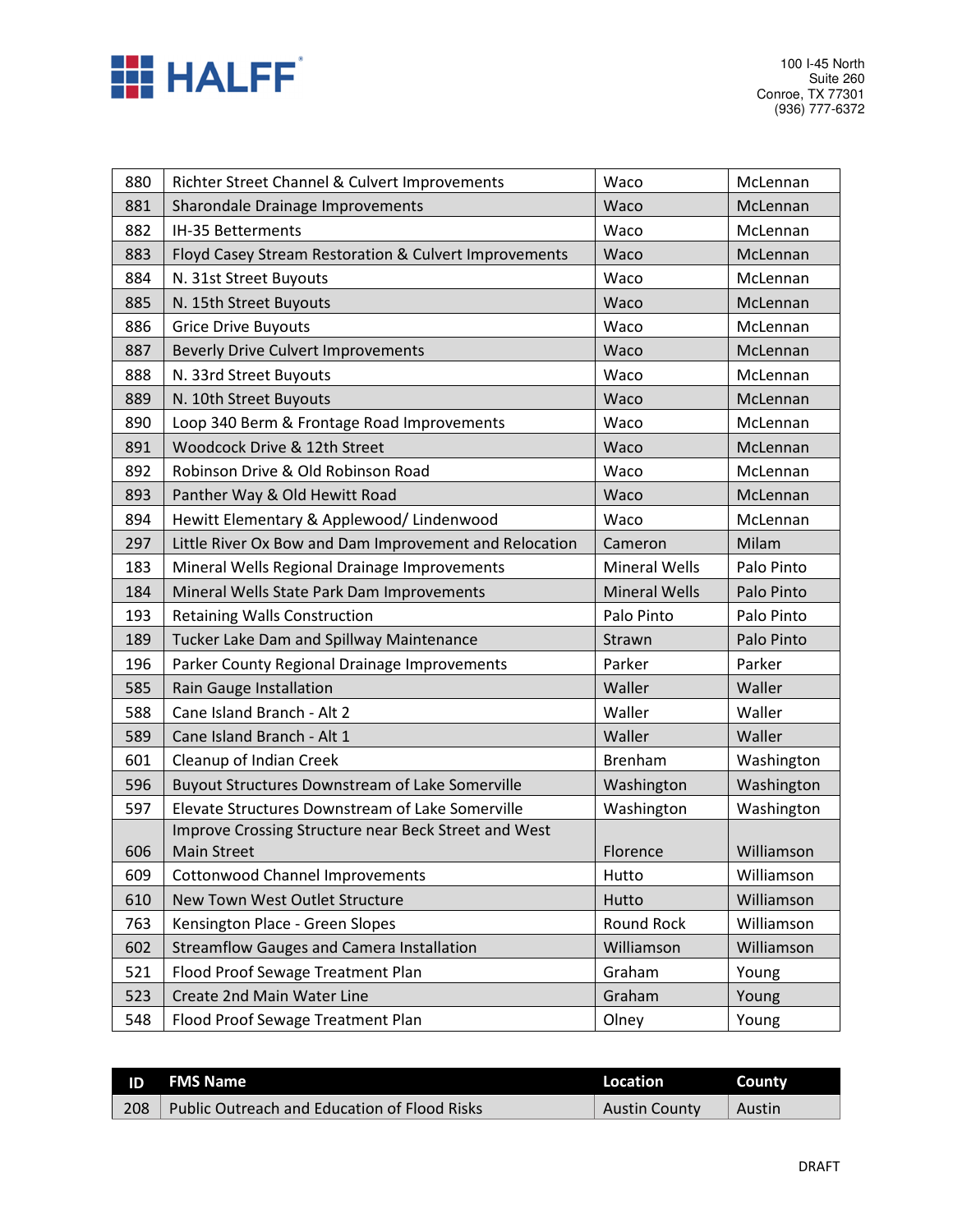| 880 | Richter Street Channel & Culvert Improvements | Waco | McLennan |
|---|---|---|---|
| 881 | Sharondale Drainage Improvements | Waco | McLennan |
| 882 | IH-35 Betterments | Waco | McLennan |
| 883 | Floyd Casey Stream Restoration & Culvert Improvements | Waco | McLennan |
| 884 | N. 31st Street Buyouts | Waco | McLennan |
| 885 | N. 15th Street Buyouts | Waco | McLennan |
| 886 | Grice Drive Buyouts | Waco | McLennan |
| 887 | Beverly Drive Culvert Improvements | Waco | McLennan |
| 888 | N. 33rd Street Buyouts | Waco | McLennan |
| 889 | N. 10th Street Buyouts | Waco | McLennan |
| 890 | Loop 340 Berm & Frontage Road Improvements | Waco | McLennan |
| 891 | Woodcock Drive & 12th Street | Waco | McLennan |
| 892 | Robinson Drive & Old Robinson Road | Waco | McLennan |
| 893 | Panther Way & Old Hewitt Road | Waco | McLennan |
| 894 | Hewitt Elementary & Applewood/ Lindenwood | Waco | McLennan |
| 297 | Little River Ox Bow and Dam Improvement and Relocation | Cameron | Milam |
| 183 | Mineral Wells Regional Drainage Improvements | Mineral Wells | Palo Pinto |
| 184 | Mineral Wells State Park Dam Improvements | Mineral Wells | Palo Pinto |
| 193 | Retaining Walls Construction | Palo Pinto | Palo Pinto |
| 189 | Tucker Lake Dam and Spillway Maintenance | Strawn | Palo Pinto |
| 196 | Parker County Regional Drainage Improvements | Parker | Parker |
| 585 | Rain Gauge Installation | Waller | Waller |
| 588 | Cane Island Branch - Alt 2 | Waller | Waller |
| 589 | Cane Island Branch - Alt 1 | Waller | Waller |
| 601 | Cleanup of Indian Creek | Brenham | Washington |
| 596 | Buyout Structures Downstream of Lake Somerville | Washington | Washington |
| 597 | Elevate Structures Downstream of Lake Somerville | Washington | Washington |
| 606 | Improve Crossing Structure near Beck Street and West Main Street | Florence | Williamson |
| 609 | Cottonwood Channel Improvements | Hutto | Williamson |
| 610 | New Town West Outlet Structure | Hutto | Williamson |
| 763 | Kensington Place - Green Slopes | Round Rock | Williamson |
| 602 | Streamflow Gauges and Camera Installation | Williamson | Williamson |
| 521 | Flood Proof Sewage Treatment Plan | Graham | Young |
| 523 | Create 2nd Main Water Line | Graham | Young |
| 548 | Flood Proof Sewage Treatment Plan | Olney | Young |

| ID | FMS Name | Location | County |
|---|---|---|---|
| 208 | Public Outreach and Education of Flood Risks | Austin County | Austin |

DRAFT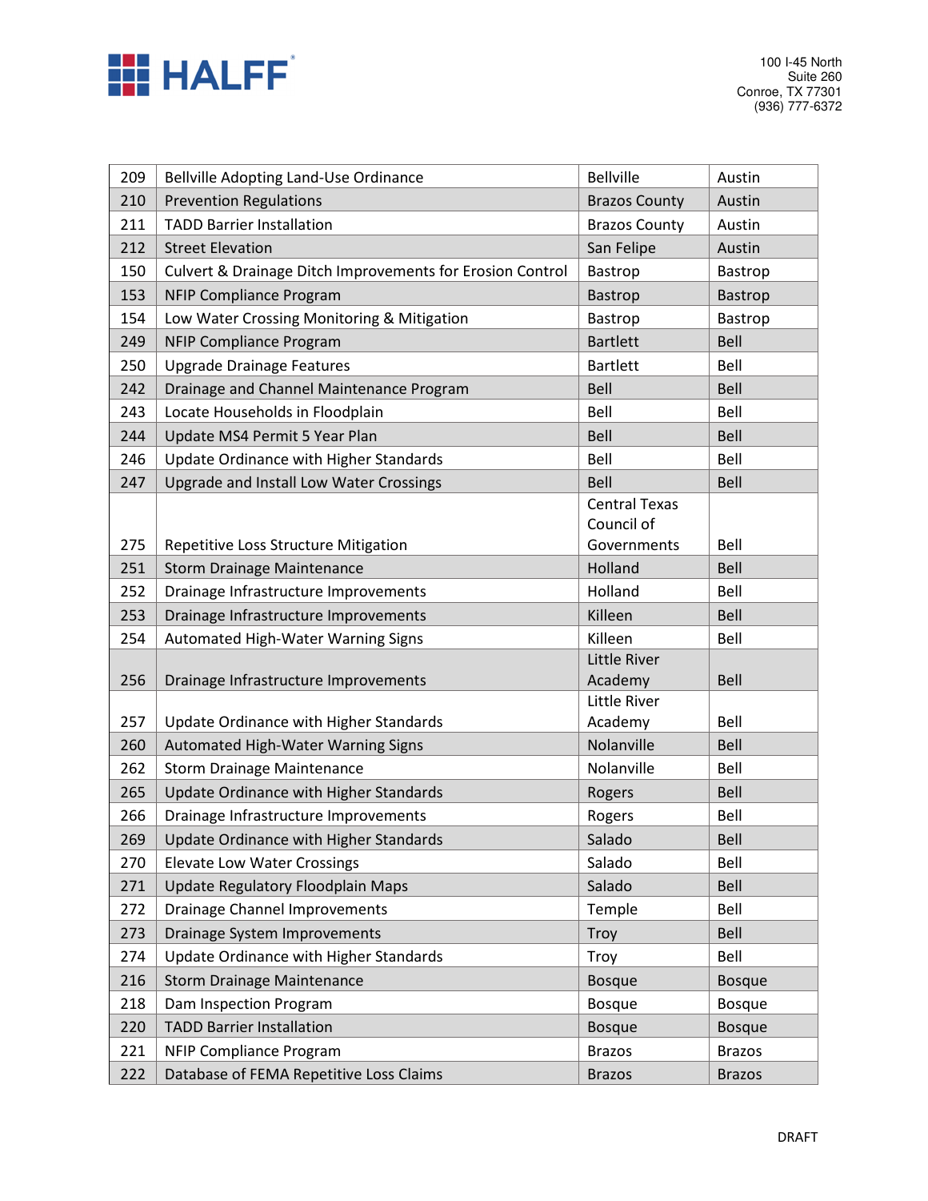| 209 | Bellville Adopting Land-Use Ordinance | Bellville | Austin |
|---|---|---|---|
| 210 | Prevention Regulations | Brazos County | Austin |
| 211 | TADD Barrier Installation | Brazos County | Austin |
| 212 | Street Elevation | San Felipe | Austin |
| 150 | Culvert & Drainage Ditch Improvements for Erosion Control | Bastrop | Bastrop |
| 153 | NFIP Compliance Program | Bastrop | Bastrop |
| 154 | Low Water Crossing Monitoring & Mitigation | Bastrop | Bastrop |
| 249 | NFIP Compliance Program | Bartlett | Bell |
| 250 | Upgrade Drainage Features | Bartlett | Bell |
| 242 | Drainage and Channel Maintenance Program | Bell | Bell |
| 243 | Locate Households in Floodplain | Bell | Bell |
| 244 | Update MS4 Permit 5 Year Plan | Bell | Bell |
| 246 | Update Ordinance with Higher Standards | Bell | Bell |
| 247 | Upgrade and Install Low Water Crossings | Bell | Bell |
| 275 | Repetitive Loss Structure Mitigation | Central Texas Council of Governments | Bell |
| 251 | Storm Drainage Maintenance | Holland | Bell |
| 252 | Drainage Infrastructure Improvements | Holland | Bell |
| 253 | Drainage Infrastructure Improvements | Killeen | Bell |
| 254 | Automated High-Water Warning Signs | Killeen | Bell |
| 256 | Drainage Infrastructure Improvements | Little River Academy | Bell |
| 257 | Update Ordinance with Higher Standards | Little River Academy | Bell |
| 260 | Automated High-Water Warning Signs | Nolanville | Bell |
| 262 | Storm Drainage Maintenance | Nolanville | Bell |
| 265 | Update Ordinance with Higher Standards | Rogers | Bell |
| 266 | Drainage Infrastructure Improvements | Rogers | Bell |
| 269 | Update Ordinance with Higher Standards | Salado | Bell |
| 270 | Elevate Low Water Crossings | Salado | Bell |
| 271 | Update Regulatory Floodplain Maps | Salado | Bell |
| 272 | Drainage Channel Improvements | Temple | Bell |
| 273 | Drainage System Improvements | Troy | Bell |
| 274 | Update Ordinance with Higher Standards | Troy | Bell |
| 216 | Storm Drainage Maintenance | Bosque | Bosque |
| 218 | Dam Inspection Program | Bosque | Bosque |
| 220 | TADD Barrier Installation | Bosque | Bosque |
| 221 | NFIP Compliance Program | Brazos | Brazos |
| 222 | Database of FEMA Repetitive Loss Claims | Brazos | Brazos |

DRAFT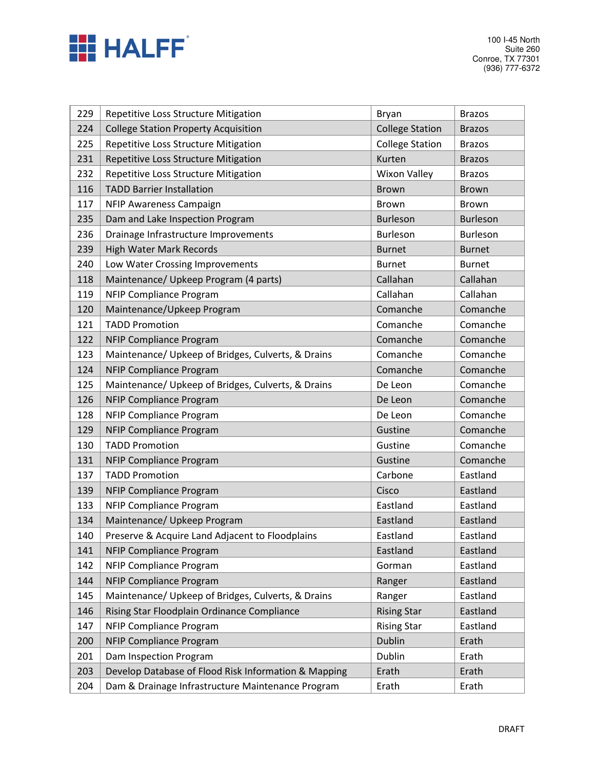| 229 | Repetitive Loss Structure Mitigation | Bryan | Brazos |
|---|---|---|---|
| 224 | College Station Property Acquisition | College Station | Brazos |
| 225 | Repetitive Loss Structure Mitigation | College Station | Brazos |
| 231 | Repetitive Loss Structure Mitigation | Kurten | Brazos |
| 232 | Repetitive Loss Structure Mitigation | Wixon Valley | Brazos |
| 116 | TADD Barrier Installation | Brown | Brown |
| 117 | NFIP Awareness Campaign | Brown | Brown |
| 235 | Dam and Lake Inspection Program | Burleson | Burleson |
| 236 | Drainage Infrastructure Improvements | Burleson | Burleson |
| 239 | High Water Mark Records | Burnet | Burnet |
| 240 | Low Water Crossing Improvements | Burnet | Burnet |
| 118 | Maintenance/ Upkeep Program (4 parts) | Callahan | Callahan |
| 119 | NFIP Compliance Program | Callahan | Callahan |
| 120 | Maintenance/Upkeep Program | Comanche | Comanche |
| 121 | TADD Promotion | Comanche | Comanche |
| 122 | NFIP Compliance Program | Comanche | Comanche |
| 123 | Maintenance/ Upkeep of Bridges, Culverts, & Drains | Comanche | Comanche |
| 124 | NFIP Compliance Program | Comanche | Comanche |
| 125 | Maintenance/ Upkeep of Bridges, Culverts, & Drains | De Leon | Comanche |
| 126 | NFIP Compliance Program | De Leon | Comanche |
| 128 | NFIP Compliance Program | De Leon | Comanche |
| 129 | NFIP Compliance Program | Gustine | Comanche |
| 130 | TADD Promotion | Gustine | Comanche |
| 131 | NFIP Compliance Program | Gustine | Comanche |
| 137 | TADD Promotion | Carbone | Eastland |
| 139 | NFIP Compliance Program | Cisco | Eastland |
| 133 | NFIP Compliance Program | Eastland | Eastland |
| 134 | Maintenance/ Upkeep Program | Eastland | Eastland |
| 140 | Preserve & Acquire Land Adjacent to Floodplains | Eastland | Eastland |
| 141 | NFIP Compliance Program | Eastland | Eastland |
| 142 | NFIP Compliance Program | Gorman | Eastland |
| 144 | NFIP Compliance Program | Ranger | Eastland |
| 145 | Maintenance/ Upkeep of Bridges, Culverts, & Drains | Ranger | Eastland |
| 146 | Rising Star Floodplain Ordinance Compliance | Rising Star | Eastland |
| 147 | NFIP Compliance Program | Rising Star | Eastland |
| 200 | NFIP Compliance Program | Dublin | Erath |
| 201 | Dam Inspection Program | Dublin | Erath |
| 203 | Develop Database of Flood Risk Information & Mapping | Erath | Erath |
| 204 | Dam & Drainage Infrastructure Maintenance Program | Erath | Erath |

DRAFT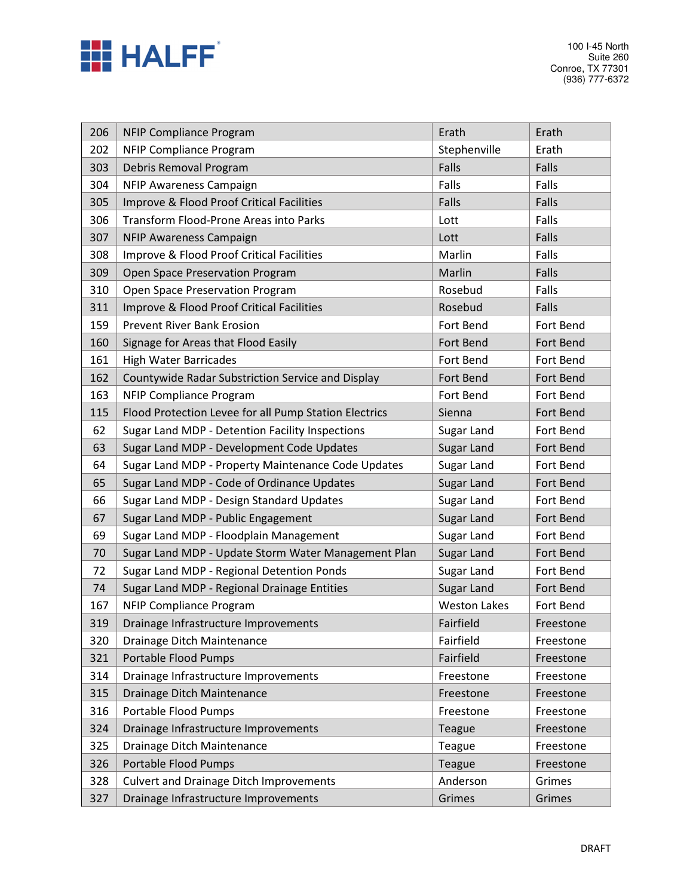| 206 | NFIP Compliance Program | Erath | Erath |
|---|---|---|---|
| 202 | NFIP Compliance Program | Stephenville | Erath |
| 303 | Debris Removal Program | Falls | Falls |
| 304 | NFIP Awareness Campaign | Falls | Falls |
| 305 | Improve & Flood Proof Critical Facilities | Falls | Falls |
| 306 | Transform Flood-Prone Areas into Parks | Lott | Falls |
| 307 | NFIP Awareness Campaign | Lott | Falls |
| 308 | Improve & Flood Proof Critical Facilities | Marlin | Falls |
| 309 | Open Space Preservation Program | Marlin | Falls |
| 310 | Open Space Preservation Program | Rosebud | Falls |
| 311 | Improve & Flood Proof Critical Facilities | Rosebud | Falls |
| 159 | Prevent River Bank Erosion | Fort Bend | Fort Bend |
| 160 | Signage for Areas that Flood Easily | Fort Bend | Fort Bend |
| 161 | High Water Barricades | Fort Bend | Fort Bend |
| 162 | Countywide Radar Substriction Service and Display | Fort Bend | Fort Bend |
| 163 | NFIP Compliance Program | Fort Bend | Fort Bend |
| 115 | Flood Protection Levee for all Pump Station Electrics | Sienna | Fort Bend |
| 62 | Sugar Land MDP - Detention Facility Inspections | Sugar Land | Fort Bend |
| 63 | Sugar Land MDP - Development Code Updates | Sugar Land | Fort Bend |
| 64 | Sugar Land MDP - Property Maintenance Code Updates | Sugar Land | Fort Bend |
| 65 | Sugar Land MDP - Code of Ordinance Updates | Sugar Land | Fort Bend |
| 66 | Sugar Land MDP - Design Standard Updates | Sugar Land | Fort Bend |
| 67 | Sugar Land MDP - Public Engagement | Sugar Land | Fort Bend |
| 69 | Sugar Land MDP - Floodplain Management | Sugar Land | Fort Bend |
| 70 | Sugar Land MDP - Update Storm Water Management Plan | Sugar Land | Fort Bend |
| 72 | Sugar Land MDP - Regional Detention Ponds | Sugar Land | Fort Bend |
| 74 | Sugar Land MDP - Regional Drainage Entities | Sugar Land | Fort Bend |
| 167 | NFIP Compliance Program | Weston Lakes | Fort Bend |
| 319 | Drainage Infrastructure Improvements | Fairfield | Freestone |
| 320 | Drainage Ditch Maintenance | Fairfield | Freestone |
| 321 | Portable Flood Pumps | Fairfield | Freestone |
| 314 | Drainage Infrastructure Improvements | Freestone | Freestone |
| 315 | Drainage Ditch Maintenance | Freestone | Freestone |
| 316 | Portable Flood Pumps | Freestone | Freestone |
| 324 | Drainage Infrastructure Improvements | Teague | Freestone |
| 325 | Drainage Ditch Maintenance | Teague | Freestone |
| 326 | Portable Flood Pumps | Teague | Freestone |
| 328 | Culvert and Drainage Ditch Improvements | Anderson | Grimes |
| 327 | Drainage Infrastructure Improvements | Grimes | Grimes |

DRAFT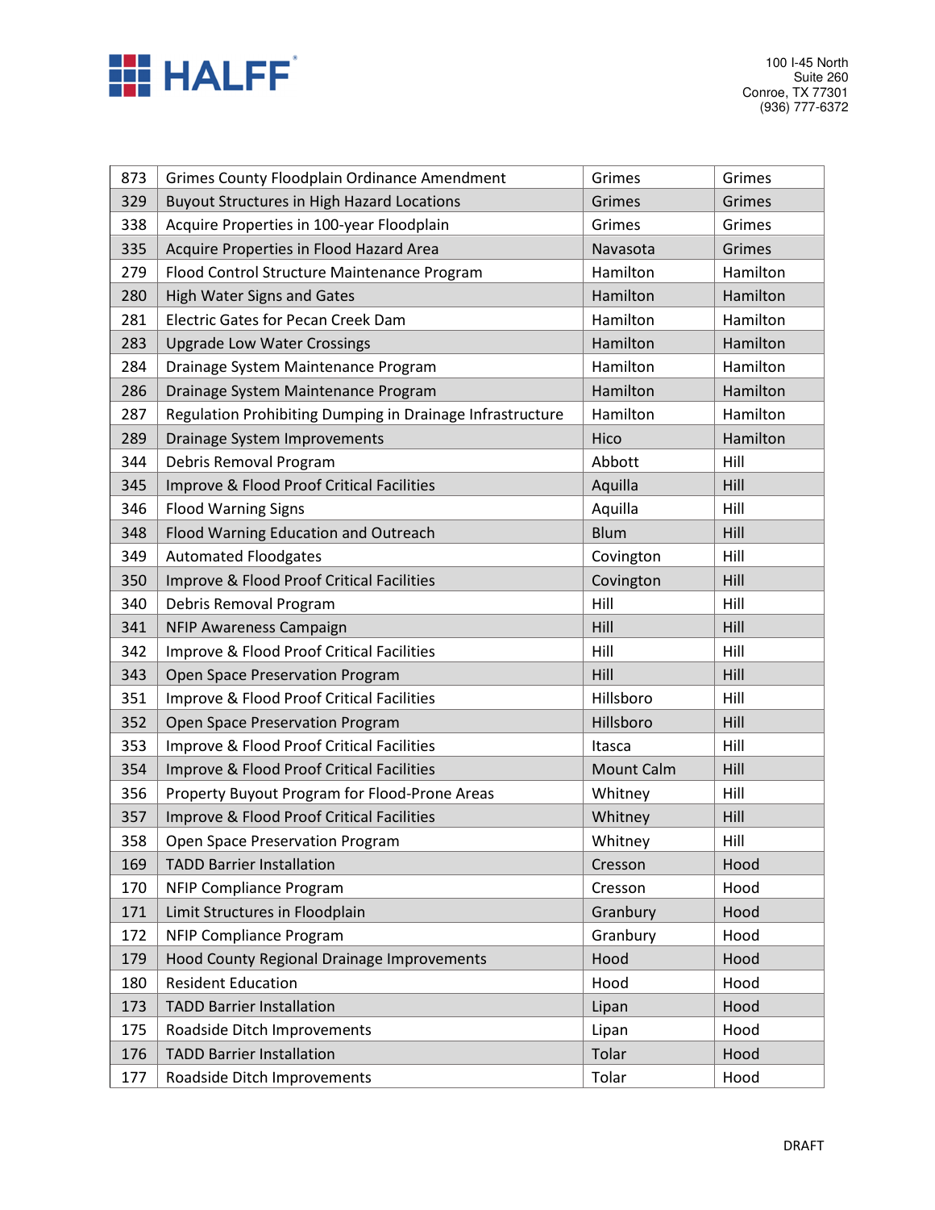| 873 | Grimes County Floodplain Ordinance Amendment | Grimes | Grimes |
|---|---|---|---|
| 329 | Buyout Structures in High Hazard Locations | Grimes | Grimes |
| 338 | Acquire Properties in 100-year Floodplain | Grimes | Grimes |
| 335 | Acquire Properties in Flood Hazard Area | Navasota | Grimes |
| 279 | Flood Control Structure Maintenance Program | Hamilton | Hamilton |
| 280 | High Water Signs and Gates | Hamilton | Hamilton |
| 281 | Electric Gates for Pecan Creek Dam | Hamilton | Hamilton |
| 283 | Upgrade Low Water Crossings | Hamilton | Hamilton |
| 284 | Drainage System Maintenance Program | Hamilton | Hamilton |
| 286 | Drainage System Maintenance Program | Hamilton | Hamilton |
| 287 | Regulation Prohibiting Dumping in Drainage Infrastructure | Hamilton | Hamilton |
| 289 | Drainage System Improvements | Hico | Hamilton |
| 344 | Debris Removal Program | Abbott | Hill |
| 345 | Improve & Flood Proof Critical Facilities | Aquilla | Hill |
| 346 | Flood Warning Signs | Aquilla | Hill |
| 348 | Flood Warning Education and Outreach | Blum | Hill |
| 349 | Automated Floodgates | Covington | Hill |
| 350 | Improve & Flood Proof Critical Facilities | Covington | Hill |
| 340 | Debris Removal Program | Hill | Hill |
| 341 | NFIP Awareness Campaign | Hill | Hill |
| 342 | Improve & Flood Proof Critical Facilities | Hill | Hill |
| 343 | Open Space Preservation Program | Hill | Hill |
| 351 | Improve & Flood Proof Critical Facilities | Hillsboro | Hill |
| 352 | Open Space Preservation Program | Hillsboro | Hill |
| 353 | Improve & Flood Proof Critical Facilities | Itasca | Hill |
| 354 | Improve & Flood Proof Critical Facilities | Mount Calm | Hill |
| 356 | Property Buyout Program for Flood-Prone Areas | Whitney | Hill |
| 357 | Improve & Flood Proof Critical Facilities | Whitney | Hill |
| 358 | Open Space Preservation Program | Whitney | Hill |
| 169 | TADD Barrier Installation | Cresson | Hood |
| 170 | NFIP Compliance Program | Cresson | Hood |
| 171 | Limit Structures in Floodplain | Granbury | Hood |
| 172 | NFIP Compliance Program | Granbury | Hood |
| 179 | Hood County Regional Drainage Improvements | Hood | Hood |
| 180 | Resident Education | Hood | Hood |
| 173 | TADD Barrier Installation | Lipan | Hood |
| 175 | Roadside Ditch Improvements | Lipan | Hood |
| 176 | TADD Barrier Installation | Tolar | Hood |
| 177 | Roadside Ditch Improvements | Tolar | Hood |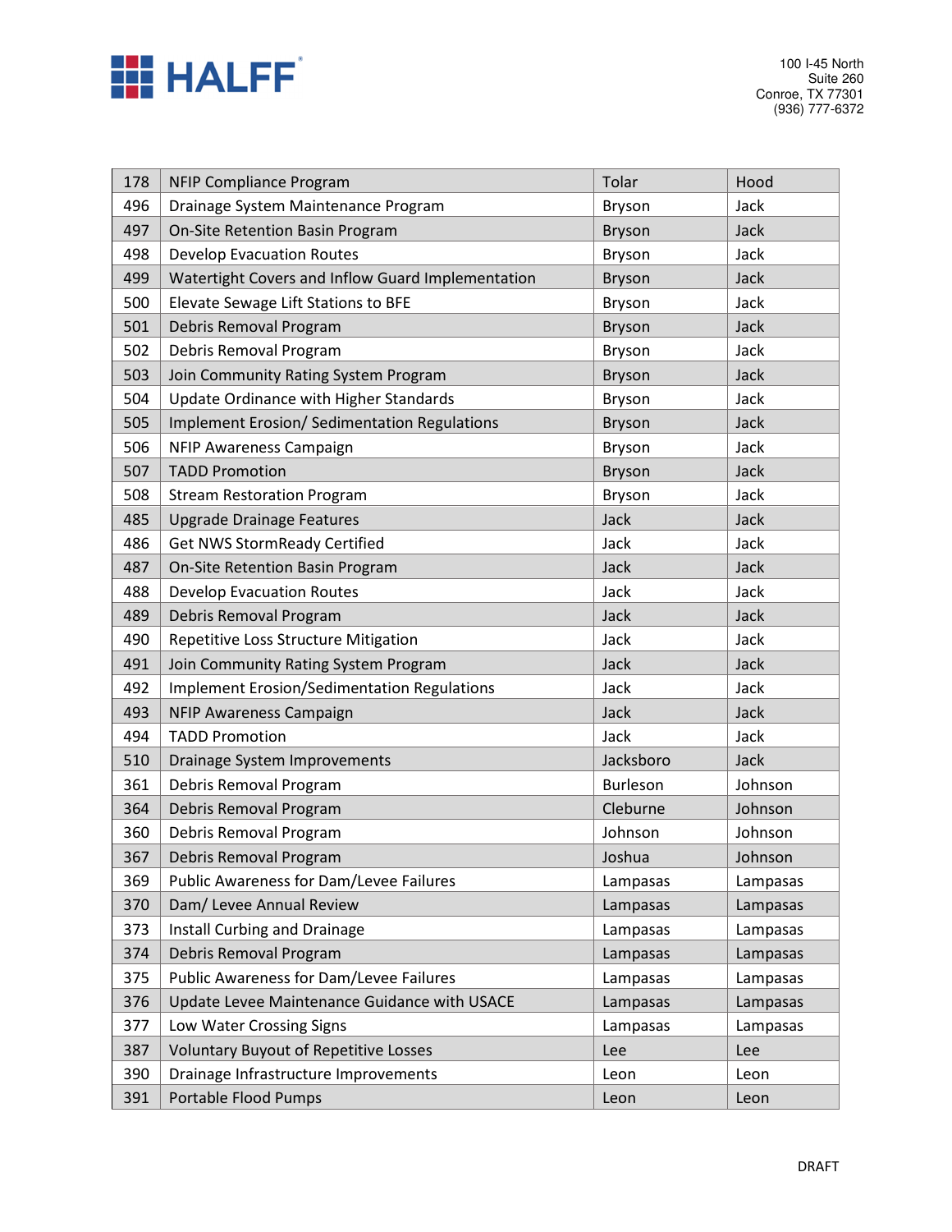| 178 | NFIP Compliance Program | Tolar | Hood |
|---|---|---|---|
| 496 | Drainage System Maintenance Program | Bryson | Jack |
| 497 | On-Site Retention Basin Program | Bryson | Jack |
| 498 | Develop Evacuation Routes | Bryson | Jack |
| 499 | Watertight Covers and Inflow Guard Implementation | Bryson | Jack |
| 500 | Elevate Sewage Lift Stations to BFE | Bryson | Jack |
| 501 | Debris Removal Program | Bryson | Jack |
| 502 | Debris Removal Program | Bryson | Jack |
| 503 | Join Community Rating System Program | Bryson | Jack |
| 504 | Update Ordinance with Higher Standards | Bryson | Jack |
| 505 | Implement Erosion/ Sedimentation Regulations | Bryson | Jack |
| 506 | NFIP Awareness Campaign | Bryson | Jack |
| 507 | TADD Promotion | Bryson | Jack |
| 508 | Stream Restoration Program | Bryson | Jack |
| 485 | Upgrade Drainage Features | Jack | Jack |
| 486 | Get NWS StormReady Certified | Jack | Jack |
| 487 | On-Site Retention Basin Program | Jack | Jack |
| 488 | Develop Evacuation Routes | Jack | Jack |
| 489 | Debris Removal Program | Jack | Jack |
| 490 | Repetitive Loss Structure Mitigation | Jack | Jack |
| 491 | Join Community Rating System Program | Jack | Jack |
| 492 | Implement Erosion/Sedimentation Regulations | Jack | Jack |
| 493 | NFIP Awareness Campaign | Jack | Jack |
| 494 | TADD Promotion | Jack | Jack |
| 510 | Drainage System Improvements | Jacksboro | Jack |
| 361 | Debris Removal Program | Burleson | Johnson |
| 364 | Debris Removal Program | Cleburne | Johnson |
| 360 | Debris Removal Program | Johnson | Johnson |
| 367 | Debris Removal Program | Joshua | Johnson |
| 369 | Public Awareness for Dam/Levee Failures | Lampasas | Lampasas |
| 370 | Dam/ Levee Annual Review | Lampasas | Lampasas |
| 373 | Install Curbing and Drainage | Lampasas | Lampasas |
| 374 | Debris Removal Program | Lampasas | Lampasas |
| 375 | Public Awareness for Dam/Levee Failures | Lampasas | Lampasas |
| 376 | Update Levee Maintenance Guidance with USACE | Lampasas | Lampasas |
| 377 | Low Water Crossing Signs | Lampasas | Lampasas |
| 387 | Voluntary Buyout of Repetitive Losses | Lee | Lee |
| 390 | Drainage Infrastructure Improvements | Leon | Leon |
| 391 | Portable Flood Pumps | Leon | Leon |

DRAFT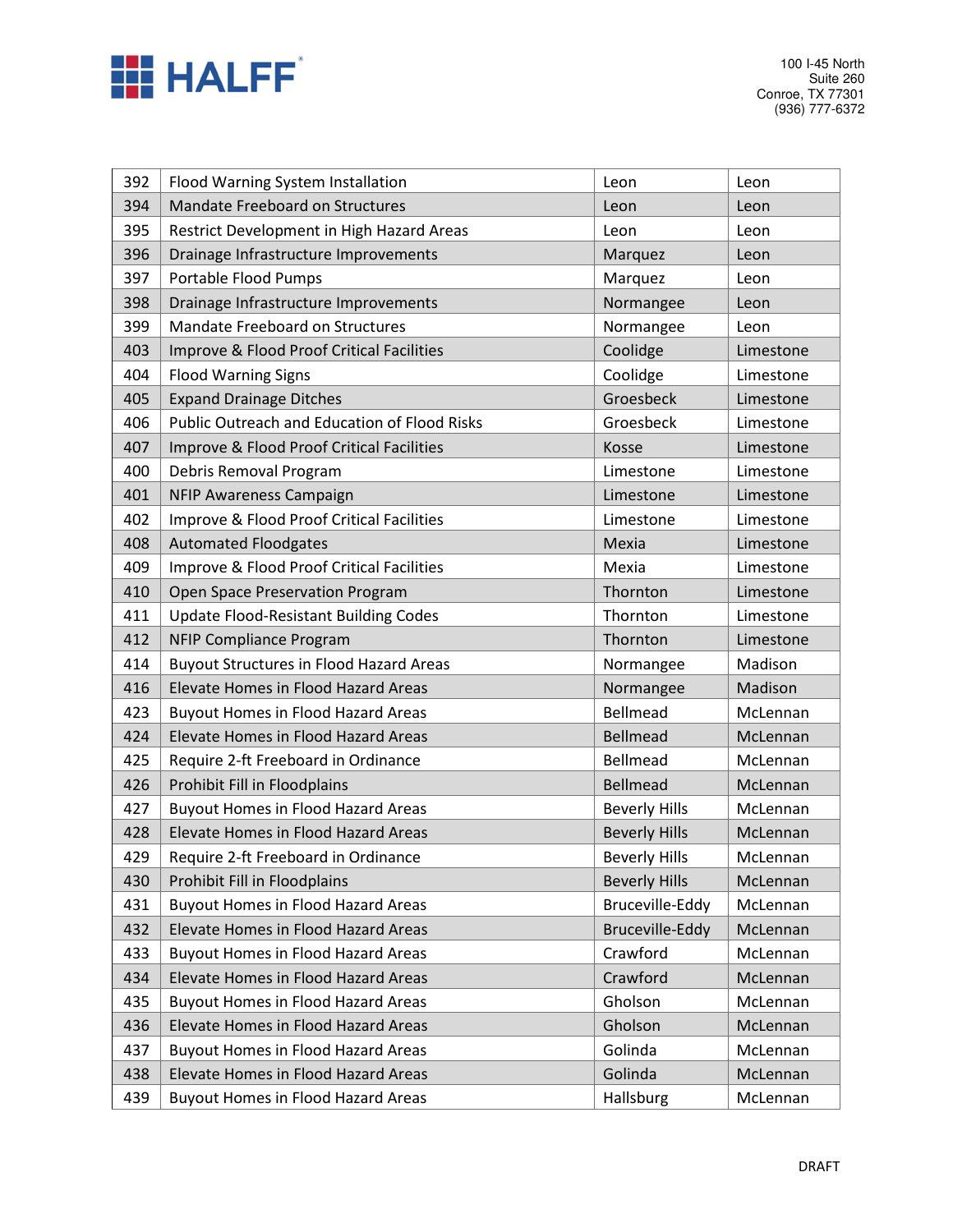| 392 | Flood Warning System Installation | Leon | Leon |
|---|---|---|---|
| 394 | Mandate Freeboard on Structures | Leon | Leon |
| 395 | Restrict Development in High Hazard Areas | Leon | Leon |
| 396 | Drainage Infrastructure Improvements | Marquez | Leon |
| 397 | Portable Flood Pumps | Marquez | Leon |
| 398 | Drainage Infrastructure Improvements | Normangee | Leon |
| 399 | Mandate Freeboard on Structures | Normangee | Leon |
| 403 | Improve & Flood Proof Critical Facilities | Coolidge | Limestone |
| 404 | Flood Warning Signs | Coolidge | Limestone |
| 405 | Expand Drainage Ditches | Groesbeck | Limestone |
| 406 | Public Outreach and Education of Flood Risks | Groesbeck | Limestone |
| 407 | Improve & Flood Proof Critical Facilities | Kosse | Limestone |
| 400 | Debris Removal Program | Limestone | Limestone |
| 401 | NFIP Awareness Campaign | Limestone | Limestone |
| 402 | Improve & Flood Proof Critical Facilities | Limestone | Limestone |
| 408 | Automated Floodgates | Mexia | Limestone |
| 409 | Improve & Flood Proof Critical Facilities | Mexia | Limestone |
| 410 | Open Space Preservation Program | Thornton | Limestone |
| 411 | Update Flood-Resistant Building Codes | Thornton | Limestone |
| 412 | NFIP Compliance Program | Thornton | Limestone |
| 414 | Buyout Structures in Flood Hazard Areas | Normangee | Madison |
| 416 | Elevate Homes in Flood Hazard Areas | Normangee | Madison |
| 423 | Buyout Homes in Flood Hazard Areas | Bellmead | McLennan |
| 424 | Elevate Homes in Flood Hazard Areas | Bellmead | McLennan |
| 425 | Require 2-ft Freeboard in Ordinance | Bellmead | McLennan |
| 426 | Prohibit Fill in Floodplains | Bellmead | McLennan |
| 427 | Buyout Homes in Flood Hazard Areas | Beverly Hills | McLennan |
| 428 | Elevate Homes in Flood Hazard Areas | Beverly Hills | McLennan |
| 429 | Require 2-ft Freeboard in Ordinance | Beverly Hills | McLennan |
| 430 | Prohibit Fill in Floodplains | Beverly Hills | McLennan |
| 431 | Buyout Homes in Flood Hazard Areas | Bruceville-Eddy | McLennan |
| 432 | Elevate Homes in Flood Hazard Areas | Bruceville-Eddy | McLennan |
| 433 | Buyout Homes in Flood Hazard Areas | Crawford | McLennan |
| 434 | Elevate Homes in Flood Hazard Areas | Crawford | McLennan |
| 435 | Buyout Homes in Flood Hazard Areas | Gholson | McLennan |
| 436 | Elevate Homes in Flood Hazard Areas | Gholson | McLennan |
| 437 | Buyout Homes in Flood Hazard Areas | Golinda | McLennan |
| 438 | Elevate Homes in Flood Hazard Areas | Golinda | McLennan |
| 439 | Buyout Homes in Flood Hazard Areas | Hallsburg | McLennan |

DRAFT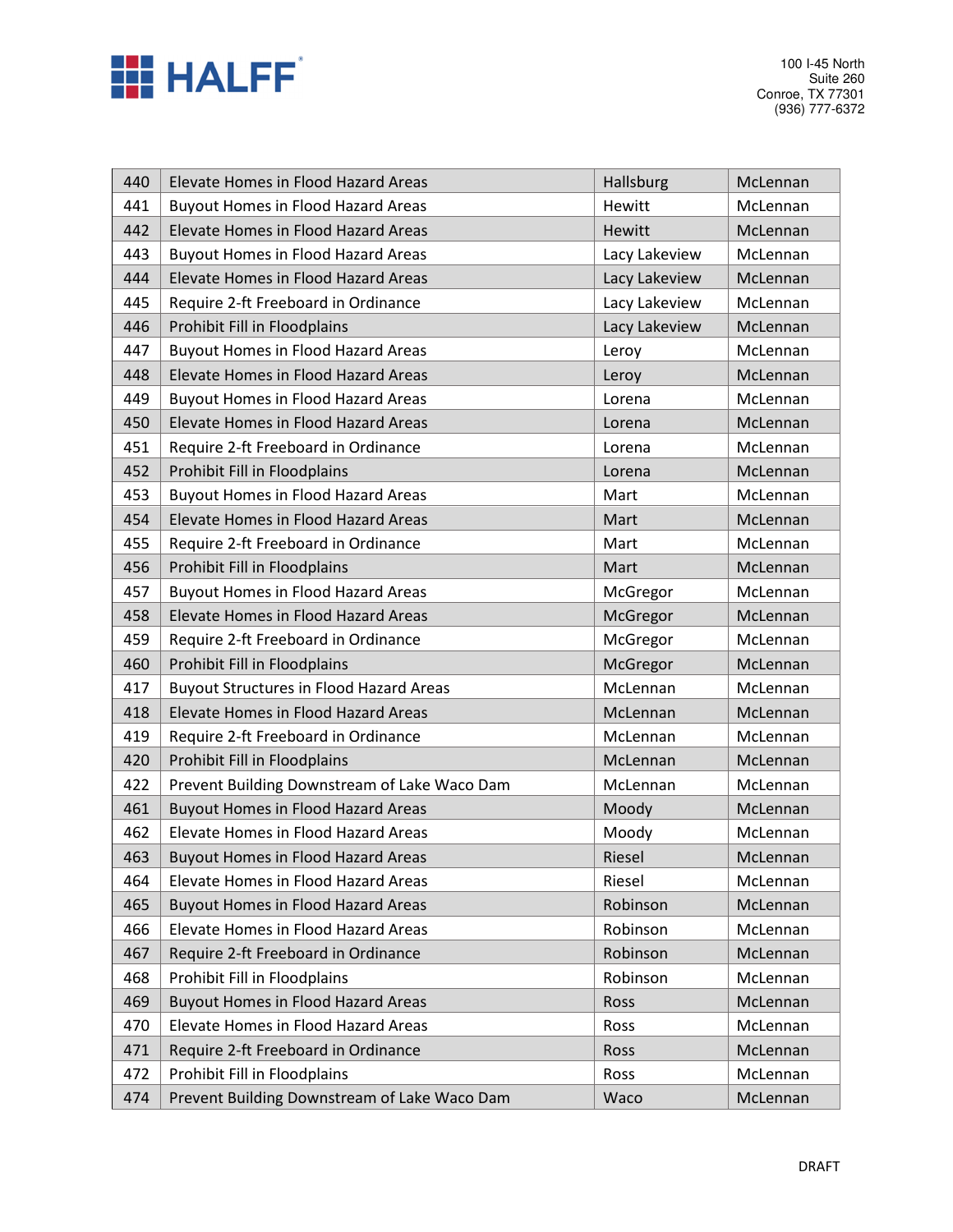| 440 | Elevate Homes in Flood Hazard Areas | Hallsburg | McLennan |
|---|---|---|---|
| 441 | Buyout Homes in Flood Hazard Areas | Hewitt | McLennan |
| 442 | Elevate Homes in Flood Hazard Areas | Hewitt | McLennan |
| 443 | Buyout Homes in Flood Hazard Areas | Lacy Lakeview | McLennan |
| 444 | Elevate Homes in Flood Hazard Areas | Lacy Lakeview | McLennan |
| 445 | Require 2-ft Freeboard in Ordinance | Lacy Lakeview | McLennan |
| 446 | Prohibit Fill in Floodplains | Lacy Lakeview | McLennan |
| 447 | Buyout Homes in Flood Hazard Areas | Leroy | McLennan |
| 448 | Elevate Homes in Flood Hazard Areas | Leroy | McLennan |
| 449 | Buyout Homes in Flood Hazard Areas | Lorena | McLennan |
| 450 | Elevate Homes in Flood Hazard Areas | Lorena | McLennan |
| 451 | Require 2-ft Freeboard in Ordinance | Lorena | McLennan |
| 452 | Prohibit Fill in Floodplains | Lorena | McLennan |
| 453 | Buyout Homes in Flood Hazard Areas | Mart | McLennan |
| 454 | Elevate Homes in Flood Hazard Areas | Mart | McLennan |
| 455 | Require 2-ft Freeboard in Ordinance | Mart | McLennan |
| 456 | Prohibit Fill in Floodplains | Mart | McLennan |
| 457 | Buyout Homes in Flood Hazard Areas | McGregor | McLennan |
| 458 | Elevate Homes in Flood Hazard Areas | McGregor | McLennan |
| 459 | Require 2-ft Freeboard in Ordinance | McGregor | McLennan |
| 460 | Prohibit Fill in Floodplains | McGregor | McLennan |
| 417 | Buyout Structures in Flood Hazard Areas | McLennan | McLennan |
| 418 | Elevate Homes in Flood Hazard Areas | McLennan | McLennan |
| 419 | Require 2-ft Freeboard in Ordinance | McLennan | McLennan |
| 420 | Prohibit Fill in Floodplains | McLennan | McLennan |
| 422 | Prevent Building Downstream of Lake Waco Dam | McLennan | McLennan |
| 461 | Buyout Homes in Flood Hazard Areas | Moody | McLennan |
| 462 | Elevate Homes in Flood Hazard Areas | Moody | McLennan |
| 463 | Buyout Homes in Flood Hazard Areas | Riesel | McLennan |
| 464 | Elevate Homes in Flood Hazard Areas | Riesel | McLennan |
| 465 | Buyout Homes in Flood Hazard Areas | Robinson | McLennan |
| 466 | Elevate Homes in Flood Hazard Areas | Robinson | McLennan |
| 467 | Require 2-ft Freeboard in Ordinance | Robinson | McLennan |
| 468 | Prohibit Fill in Floodplains | Robinson | McLennan |
| 469 | Buyout Homes in Flood Hazard Areas | Ross | McLennan |
| 470 | Elevate Homes in Flood Hazard Areas | Ross | McLennan |
| 471 | Require 2-ft Freeboard in Ordinance | Ross | McLennan |
| 472 | Prohibit Fill in Floodplains | Ross | McLennan |
| 474 | Prevent Building Downstream of Lake Waco Dam | Waco | McLennan |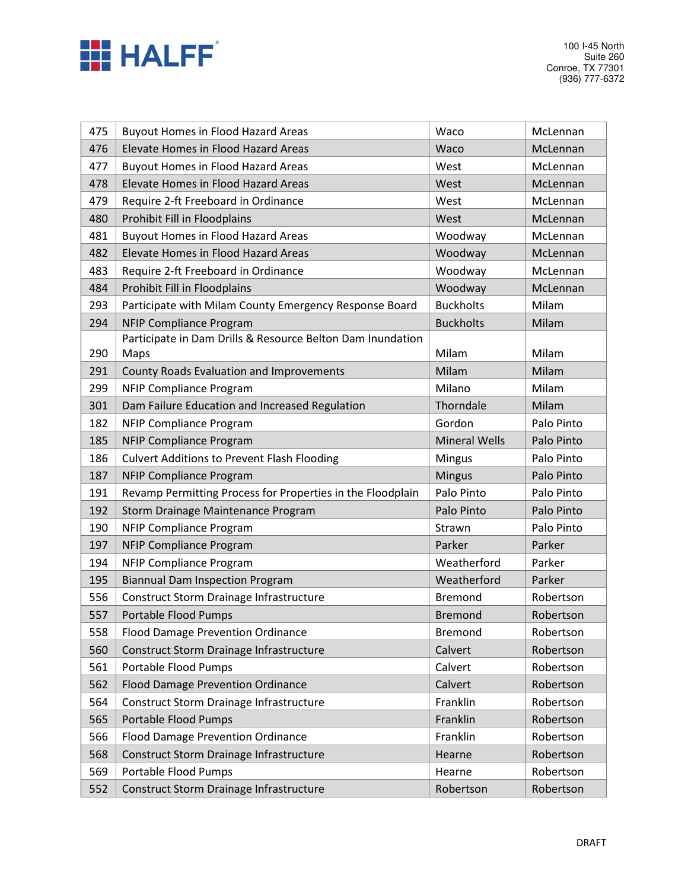| 475 | Buyout Homes in Flood Hazard Areas | Waco | McLennan |
|---|---|---|---|
| 476 | Elevate Homes in Flood Hazard Areas | Waco | McLennan |
| 477 | Buyout Homes in Flood Hazard Areas | West | McLennan |
| 478 | Elevate Homes in Flood Hazard Areas | West | McLennan |
| 479 | Require 2-ft Freeboard in Ordinance | West | McLennan |
| 480 | Prohibit Fill in Floodplains | West | McLennan |
| 481 | Buyout Homes in Flood Hazard Areas | Woodway | McLennan |
| 482 | Elevate Homes in Flood Hazard Areas | Woodway | McLennan |
| 483 | Require 2-ft Freeboard in Ordinance | Woodway | McLennan |
| 484 | Prohibit Fill in Floodplains | Woodway | McLennan |
| 293 | Participate with Milam County Emergency Response Board | Buckholts | Milam |
| 294 | NFIP Compliance Program | Buckholts | Milam |
| 290 | Participate in Dam Drills & Resource Belton Dam Inundation Maps | Milam | Milam |
| 291 | County Roads Evaluation and Improvements | Milam | Milam |
| 299 | NFIP Compliance Program | Milano | Milam |
| 301 | Dam Failure Education and Increased Regulation | Thorndale | Milam |
| 182 | NFIP Compliance Program | Gordon | Palo Pinto |
| 185 | NFIP Compliance Program | Mineral Wells | Palo Pinto |
| 186 | Culvert Additions to Prevent Flash Flooding | Mingus | Palo Pinto |
| 187 | NFIP Compliance Program | Mingus | Palo Pinto |
| 191 | Revamp Permitting Process for Properties in the Floodplain | Palo Pinto | Palo Pinto |
| 192 | Storm Drainage Maintenance Program | Palo Pinto | Palo Pinto |
| 190 | NFIP Compliance Program | Strawn | Palo Pinto |
| 197 | NFIP Compliance Program | Parker | Parker |
| 194 | NFIP Compliance Program | Weatherford | Parker |
| 195 | Biannual Dam Inspection Program | Weatherford | Parker |
| 556 | Construct Storm Drainage Infrastructure | Bremond | Robertson |
| 557 | Portable Flood Pumps | Bremond | Robertson |
| 558 | Flood Damage Prevention Ordinance | Bremond | Robertson |
| 560 | Construct Storm Drainage Infrastructure | Calvert | Robertson |
| 561 | Portable Flood Pumps | Calvert | Robertson |
| 562 | Flood Damage Prevention Ordinance | Calvert | Robertson |
| 564 | Construct Storm Drainage Infrastructure | Franklin | Robertson |
| 565 | Portable Flood Pumps | Franklin | Robertson |
| 566 | Flood Damage Prevention Ordinance | Franklin | Robertson |
| 568 | Construct Storm Drainage Infrastructure | Hearne | Robertson |
| 569 | Portable Flood Pumps | Hearne | Robertson |
| 552 | Construct Storm Drainage Infrastructure | Robertson | Robertson |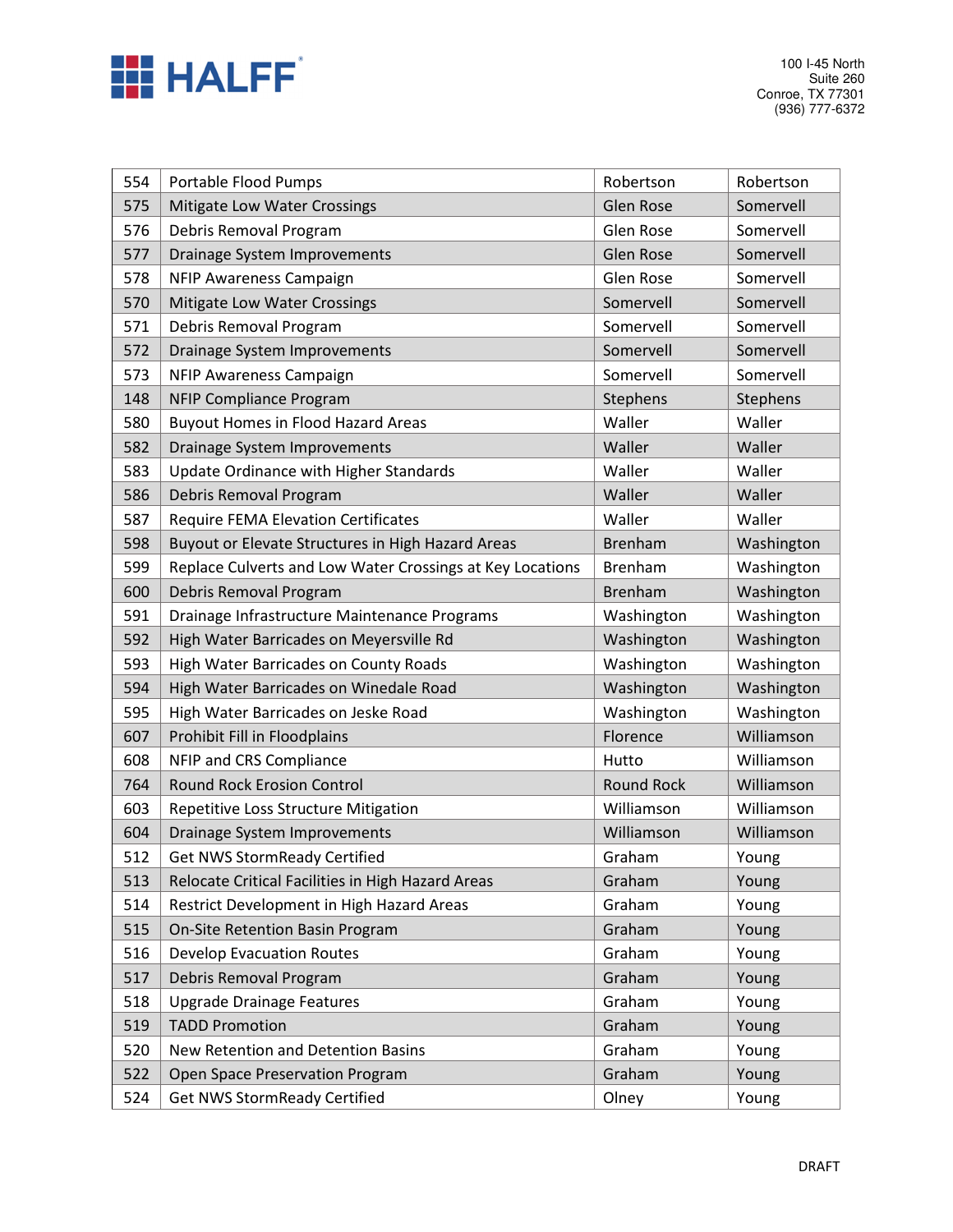| 554 | Portable Flood Pumps | Robertson | Robertson |
|---|---|---|---|
| 575 | Mitigate Low Water Crossings | Glen Rose | Somervell |
| 576 | Debris Removal Program | Glen Rose | Somervell |
| 577 | Drainage System Improvements | Glen Rose | Somervell |
| 578 | NFIP Awareness Campaign | Glen Rose | Somervell |
| 570 | Mitigate Low Water Crossings | Somervell | Somervell |
| 571 | Debris Removal Program | Somervell | Somervell |
| 572 | Drainage System Improvements | Somervell | Somervell |
| 573 | NFIP Awareness Campaign | Somervell | Somervell |
| 148 | NFIP Compliance Program | Stephens | Stephens |
| 580 | Buyout Homes in Flood Hazard Areas | Waller | Waller |
| 582 | Drainage System Improvements | Waller | Waller |
| 583 | Update Ordinance with Higher Standards | Waller | Waller |
| 586 | Debris Removal Program | Waller | Waller |
| 587 | Require FEMA Elevation Certificates | Waller | Waller |
| 598 | Buyout or Elevate Structures in High Hazard Areas | Brenham | Washington |
| 599 | Replace Culverts and Low Water Crossings at Key Locations | Brenham | Washington |
| 600 | Debris Removal Program | Brenham | Washington |
| 591 | Drainage Infrastructure Maintenance Programs | Washington | Washington |
| 592 | High Water Barricades on Meyersville Rd | Washington | Washington |
| 593 | High Water Barricades on County Roads | Washington | Washington |
| 594 | High Water Barricades on Winedale Road | Washington | Washington |
| 595 | High Water Barricades on Jeske Road | Washington | Washington |
| 607 | Prohibit Fill in Floodplains | Florence | Williamson |
| 608 | NFIP and CRS Compliance | Hutto | Williamson |
| 764 | Round Rock Erosion Control | Round Rock | Williamson |
| 603 | Repetitive Loss Structure Mitigation | Williamson | Williamson |
| 604 | Drainage System Improvements | Williamson | Williamson |
| 512 | Get NWS StormReady Certified | Graham | Young |
| 513 | Relocate Critical Facilities in High Hazard Areas | Graham | Young |
| 514 | Restrict Development in High Hazard Areas | Graham | Young |
| 515 | On-Site Retention Basin Program | Graham | Young |
| 516 | Develop Evacuation Routes | Graham | Young |
| 517 | Debris Removal Program | Graham | Young |
| 518 | Upgrade Drainage Features | Graham | Young |
| 519 | TADD Promotion | Graham | Young |
| 520 | New Retention and Detention Basins | Graham | Young |
| 522 | Open Space Preservation Program | Graham | Young |
| 524 | Get NWS StormReady Certified | Olney | Young |

DRAFT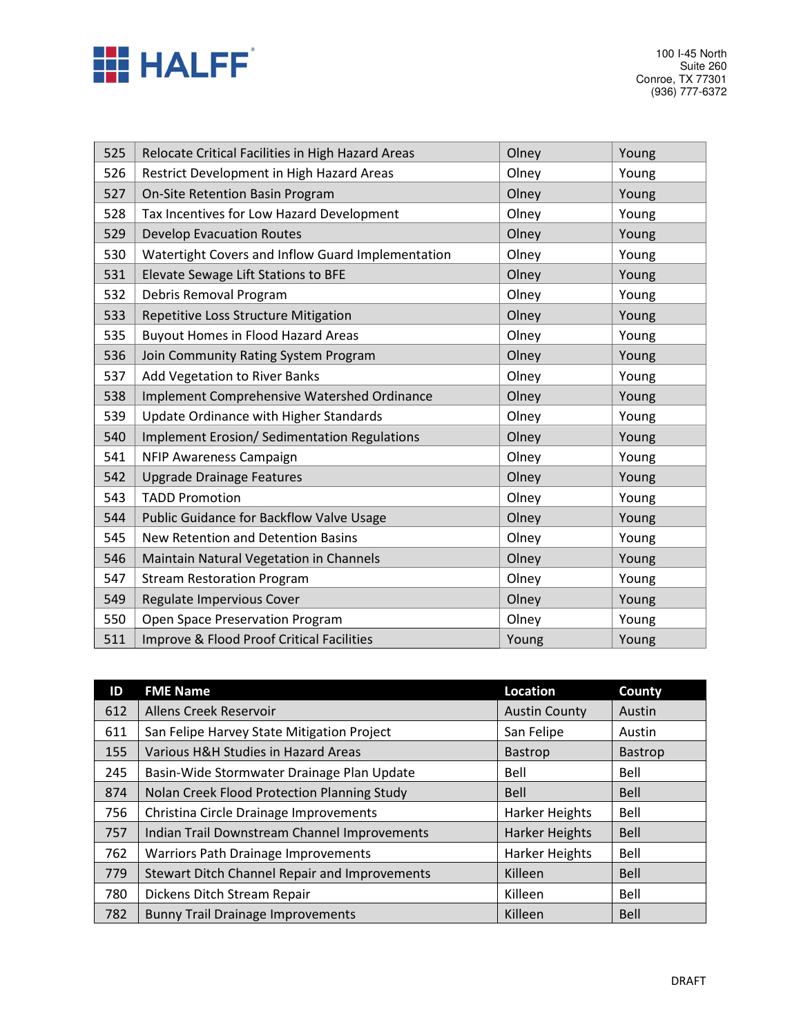| | | | |
|---|---|---|---|
| 525 | Relocate Critical Facilities in High Hazard Areas | Olney | Young |
| 526 | Restrict Development in High Hazard Areas | Olney | Young |
| 527 | On-Site Retention Basin Program | Olney | Young |
| 528 | Tax Incentives for Low Hazard Development | Olney | Young |
| 529 | Develop Evacuation Routes | Olney | Young |
| 530 | Watertight Covers and Inflow Guard Implementation | Olney | Young |
| 531 | Elevate Sewage Lift Stations to BFE | Olney | Young |
| 532 | Debris Removal Program | Olney | Young |
| 533 | Repetitive Loss Structure Mitigation | Olney | Young |
| 535 | Buyout Homes in Flood Hazard Areas | Olney | Young |
| 536 | Join Community Rating System Program | Olney | Young |
| 537 | Add Vegetation to River Banks | Olney | Young |
| 538 | Implement Comprehensive Watershed Ordinance | Olney | Young |
| 539 | Update Ordinance with Higher Standards | Olney | Young |
| 540 | Implement Erosion/ Sedimentation Regulations | Olney | Young |
| 541 | NFIP Awareness Campaign | Olney | Young |
| 542 | Upgrade Drainage Features | Olney | Young |
| 543 | TADD Promotion | Olney | Young |
| 544 | Public Guidance for Backflow Valve Usage | Olney | Young |
| 545 | New Retention and Detention Basins | Olney | Young |
| 546 | Maintain Natural Vegetation in Channels | Olney | Young |
| 547 | Stream Restoration Program | Olney | Young |
| 549 | Regulate Impervious Cover | Olney | Young |
| 550 | Open Space Preservation Program | Olney | Young |
| 511 | Improve & Flood Proof Critical Facilities | Young | Young |

| ID | FME Name | Location | County |
|---|---|---|---|
| 612 | Allens Creek Reservoir | Austin County | Austin |
| 611 | San Felipe Harvey State Mitigation Project | San Felipe | Austin |
| 155 | Various H&H Studies in Hazard Areas | Bastrop | Bastrop |
| 245 | Basin-Wide Stormwater Drainage Plan Update | Bell | Bell |
| 874 | Nolan Creek Flood Protection Planning Study | Bell | Bell |
| 756 | Christina Circle Drainage Improvements | Harker Heights | Bell |
| 757 | Indian Trail Downstream Channel Improvements | Harker Heights | Bell |
| 762 | Warriors Path Drainage Improvements | Harker Heights | Bell |
| 779 | Stewart Ditch Channel Repair and Improvements | Killeen | Bell |
| 780 | Dickens Ditch Stream Repair | Killeen | Bell |
| 782 | Bunny Trail Drainage Improvements | Killeen | Bell |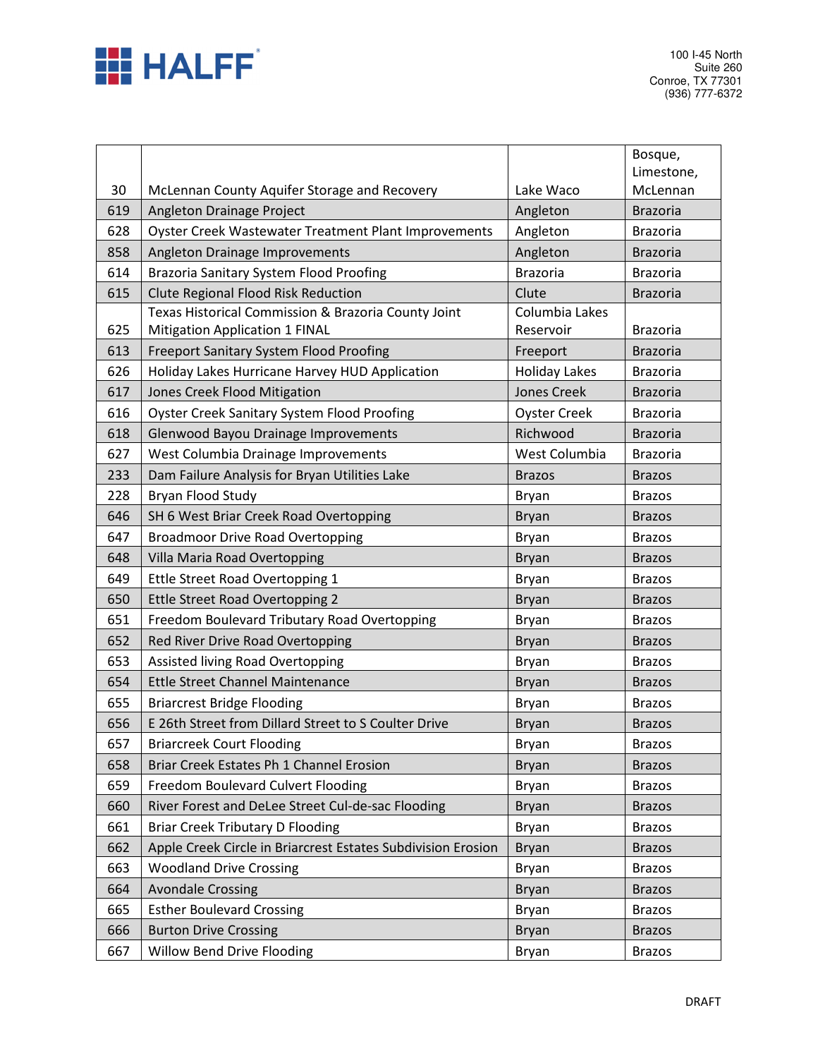| 30 | McLennan County Aquifer Storage and Recovery | Lake Waco | Bosque, Limestone, McLennan |
|---|---|---|---|
| 619 | Angleton Drainage Project | Angleton | Brazoria |
| 628 | Oyster Creek Wastewater Treatment Plant Improvements | Angleton | Brazoria |
| 858 | Angleton Drainage Improvements | Angleton | Brazoria |
| 614 | Brazoria Sanitary System Flood Proofing | Brazoria | Brazoria |
| 615 | Clute Regional Flood Risk Reduction | Clute | Brazoria |
| 625 | Texas Historical Commission & Brazoria County Joint Mitigation Application 1 FINAL | Columbia Lakes Reservoir | Brazoria |
| 613 | Freeport Sanitary System Flood Proofing | Freeport | Brazoria |
| 626 | Holiday Lakes Hurricane Harvey HUD Application | Holiday Lakes | Brazoria |
| 617 | Jones Creek Flood Mitigation | Jones Creek | Brazoria |
| 616 | Oyster Creek Sanitary System Flood Proofing | Oyster Creek | Brazoria |
| 618 | Glenwood Bayou Drainage Improvements | Richwood | Brazoria |
| 627 | West Columbia Drainage Improvements | West Columbia | Brazoria |
| 233 | Dam Failure Analysis for Bryan Utilities Lake | Brazos | Brazos |
| 228 | Bryan Flood Study | Bryan | Brazos |
| 646 | SH 6 West Briar Creek Road Overtopping | Bryan | Brazos |
| 647 | Broadmoor Drive Road Overtopping | Bryan | Brazos |
| 648 | Villa Maria Road Overtopping | Bryan | Brazos |
| 649 | Ettle Street Road Overtopping 1 | Bryan | Brazos |
| 650 | Ettle Street Road Overtopping 2 | Bryan | Brazos |
| 651 | Freedom Boulevard Tributary Road Overtopping | Bryan | Brazos |
| 652 | Red River Drive Road Overtopping | Bryan | Brazos |
| 653 | Assisted living Road Overtopping | Bryan | Brazos |
| 654 | Ettle Street Channel Maintenance | Bryan | Brazos |
| 655 | Briarcrest Bridge Flooding | Bryan | Brazos |
| 656 | E 26th Street from Dillard Street to S Coulter Drive | Bryan | Brazos |
| 657 | Briarcreek Court Flooding | Bryan | Brazos |
| 658 | Briar Creek Estates Ph 1 Channel Erosion | Bryan | Brazos |
| 659 | Freedom Boulevard Culvert Flooding | Bryan | Brazos |
| 660 | River Forest and DeLee Street Cul-de-sac Flooding | Bryan | Brazos |
| 661 | Briar Creek Tributary D Flooding | Bryan | Brazos |
| 662 | Apple Creek Circle in Briarcrest Estates Subdivision Erosion | Bryan | Brazos |
| 663 | Woodland Drive Crossing | Bryan | Brazos |
| 664 | Avondale Crossing | Bryan | Brazos |
| 665 | Esther Boulevard Crossing | Bryan | Brazos |
| 666 | Burton Drive Crossing | Bryan | Brazos |
| 667 | Willow Bend Drive Flooding | Bryan | Brazos |

DRAFT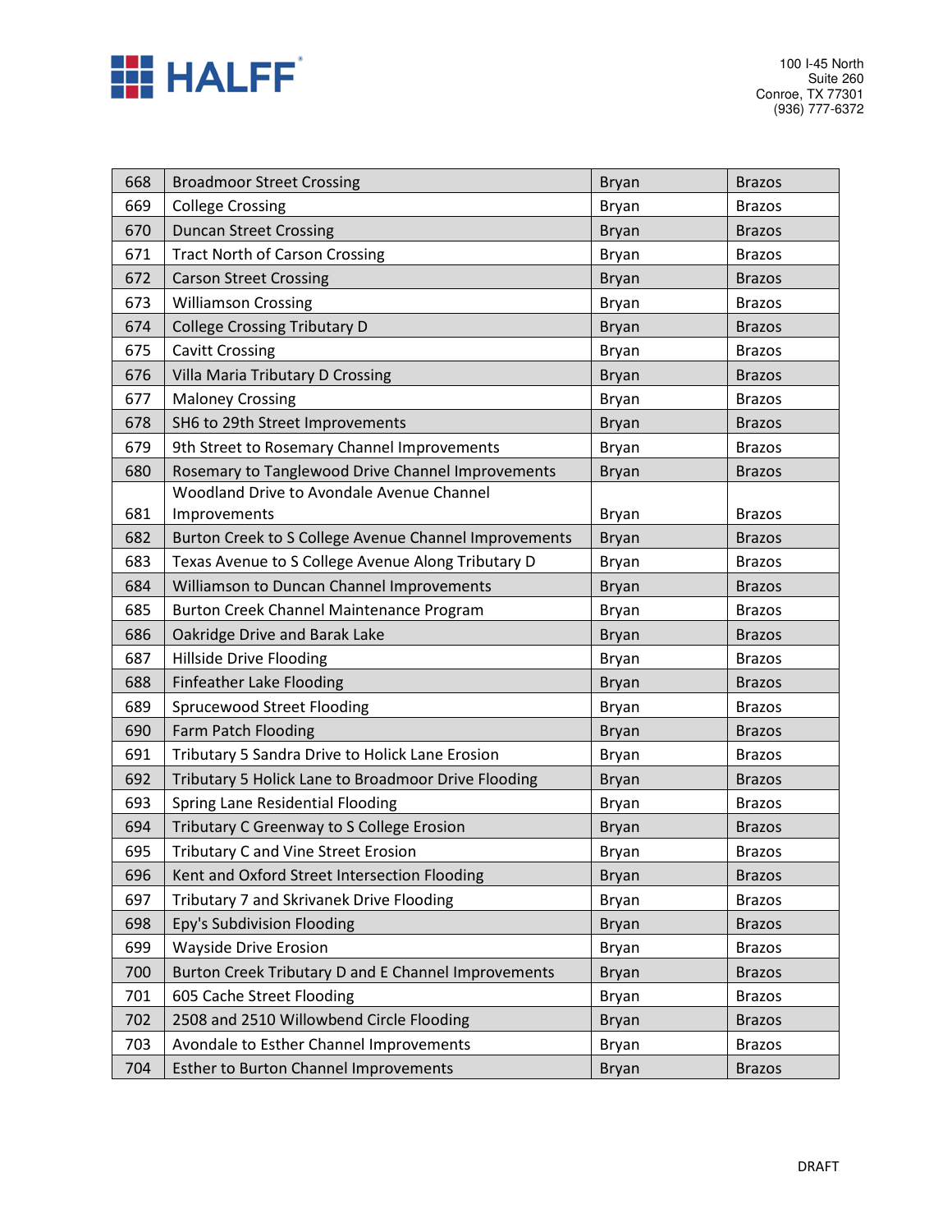| 668 | Broadmoor Street Crossing | Bryan | Brazos |
|---|---|---|---|
| 669 | College Crossing | Bryan | Brazos |
| 670 | Duncan Street Crossing | Bryan | Brazos |
| 671 | Tract North of Carson Crossing | Bryan | Brazos |
| 672 | Carson Street Crossing | Bryan | Brazos |
| 673 | Williamson Crossing | Bryan | Brazos |
| 674 | College Crossing Tributary D | Bryan | Brazos |
| 675 | Cavitt Crossing | Bryan | Brazos |
| 676 | Villa Maria Tributary D Crossing | Bryan | Brazos |
| 677 | Maloney Crossing | Bryan | Brazos |
| 678 | SH6 to 29th Street Improvements | Bryan | Brazos |
| 679 | 9th Street to Rosemary Channel Improvements | Bryan | Brazos |
| 680 | Rosemary to Tanglewood Drive Channel Improvements | Bryan | Brazos |
| 681 | Woodland Drive to Avondale Avenue Channel Improvements | Bryan | Brazos |
| 682 | Burton Creek to S College Avenue Channel Improvements | Bryan | Brazos |
| 683 | Texas Avenue to S College Avenue Along Tributary D | Bryan | Brazos |
| 684 | Williamson to Duncan Channel Improvements | Bryan | Brazos |
| 685 | Burton Creek Channel Maintenance Program | Bryan | Brazos |
| 686 | Oakridge Drive and Barak Lake | Bryan | Brazos |
| 687 | Hillside Drive Flooding | Bryan | Brazos |
| 688 | Finfeather Lake Flooding | Bryan | Brazos |
| 689 | Sprucewood Street Flooding | Bryan | Brazos |
| 690 | Farm Patch Flooding | Bryan | Brazos |
| 691 | Tributary 5 Sandra Drive to Holick Lane Erosion | Bryan | Brazos |
| 692 | Tributary 5 Holick Lane to Broadmoor Drive Flooding | Bryan | Brazos |
| 693 | Spring Lane Residential Flooding | Bryan | Brazos |
| 694 | Tributary C Greenway to S College Erosion | Bryan | Brazos |
| 695 | Tributary C and Vine Street Erosion | Bryan | Brazos |
| 696 | Kent and Oxford Street Intersection Flooding | Bryan | Brazos |
| 697 | Tributary 7 and Skrivanek Drive Flooding | Bryan | Brazos |
| 698 | Epy's Subdivision Flooding | Bryan | Brazos |
| 699 | Wayside Drive Erosion | Bryan | Brazos |
| 700 | Burton Creek Tributary D and E Channel Improvements | Bryan | Brazos |
| 701 | 605 Cache Street Flooding | Bryan | Brazos |
| 702 | 2508 and 2510 Willowbend Circle Flooding | Bryan | Brazos |
| 703 | Avondale to Esther Channel Improvements | Bryan | Brazos |
| 704 | Esther to Burton Channel Improvements | Bryan | Brazos |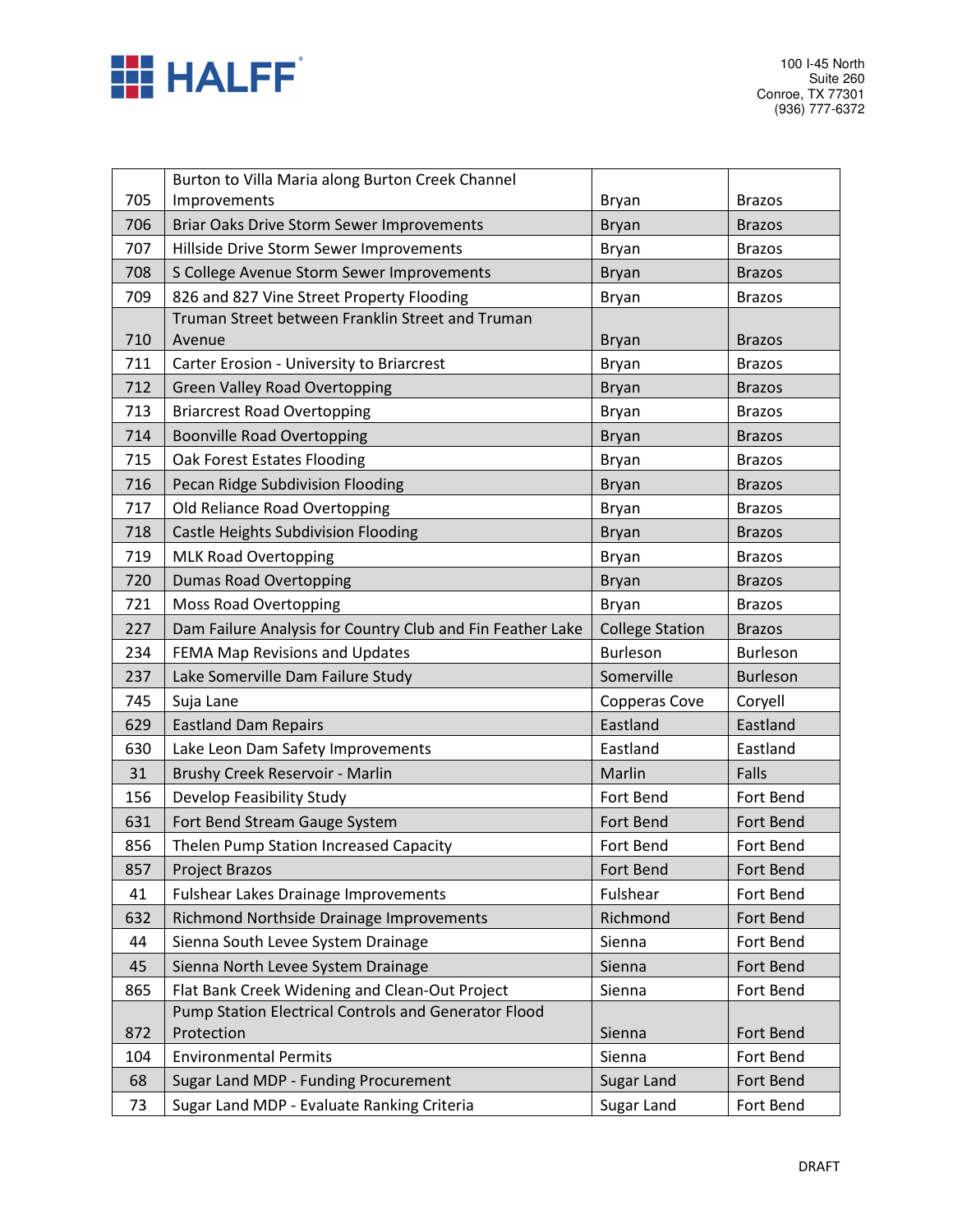| | | | |
|---|---|---|---|
| 705 | Burton to Villa Maria along Burton Creek Channel Improvements | Bryan | Brazos |
| 706 | Briar Oaks Drive Storm Sewer Improvements | Bryan | Brazos |
| 707 | Hillside Drive Storm Sewer Improvements | Bryan | Brazos |
| 708 | S College Avenue Storm Sewer Improvements | Bryan | Brazos |
| 709 | 826 and 827 Vine Street Property Flooding | Bryan | Brazos |
| 710 | Truman Street between Franklin Street and Truman Avenue | Bryan | Brazos |
| 711 | Carter Erosion - University to Briarcrest | Bryan | Brazos |
| 712 | Green Valley Road Overtopping | Bryan | Brazos |
| 713 | Briarcrest Road Overtopping | Bryan | Brazos |
| 714 | Boonville Road Overtopping | Bryan | Brazos |
| 715 | Oak Forest Estates Flooding | Bryan | Brazos |
| 716 | Pecan Ridge Subdivision Flooding | Bryan | Brazos |
| 717 | Old Reliance Road Overtopping | Bryan | Brazos |
| 718 | Castle Heights Subdivision Flooding | Bryan | Brazos |
| 719 | MLK Road Overtopping | Bryan | Brazos |
| 720 | Dumas Road Overtopping | Bryan | Brazos |
| 721 | Moss Road Overtopping | Bryan | Brazos |
| 227 | Dam Failure Analysis for Country Club and Fin Feather Lake | College Station | Brazos |
| 234 | FEMA Map Revisions and Updates | Burleson | Burleson |
| 237 | Lake Somerville Dam Failure Study | Somerville | Burleson |
| 745 | Suja Lane | Copperas Cove | Coryell |
| 629 | Eastland Dam Repairs | Eastland | Eastland |
| 630 | Lake Leon Dam Safety Improvements | Eastland | Eastland |
| 31 | Brushy Creek Reservoir - Marlin | Marlin | Falls |
| 156 | Develop Feasibility Study | Fort Bend | Fort Bend |
| 631 | Fort Bend Stream Gauge System | Fort Bend | Fort Bend |
| 856 | Thelen Pump Station Increased Capacity | Fort Bend | Fort Bend |
| 857 | Project Brazos | Fort Bend | Fort Bend |
| 41 | Fulshear Lakes Drainage Improvements | Fulshear | Fort Bend |
| 632 | Richmond Northside Drainage Improvements | Richmond | Fort Bend |
| 44 | Sienna South Levee System Drainage | Sienna | Fort Bend |
| 45 | Sienna North Levee System Drainage | Sienna | Fort Bend |
| 865 | Flat Bank Creek Widening and Clean-Out Project | Sienna | Fort Bend |
| 872 | Pump Station Electrical Controls and Generator Flood Protection | Sienna | Fort Bend |
| 104 | Environmental Permits | Sienna | Fort Bend |
| 68 | Sugar Land MDP - Funding Procurement | Sugar Land | Fort Bend |
| 73 | Sugar Land MDP - Evaluate Ranking Criteria | Sugar Land | Fort Bend |

DRAFT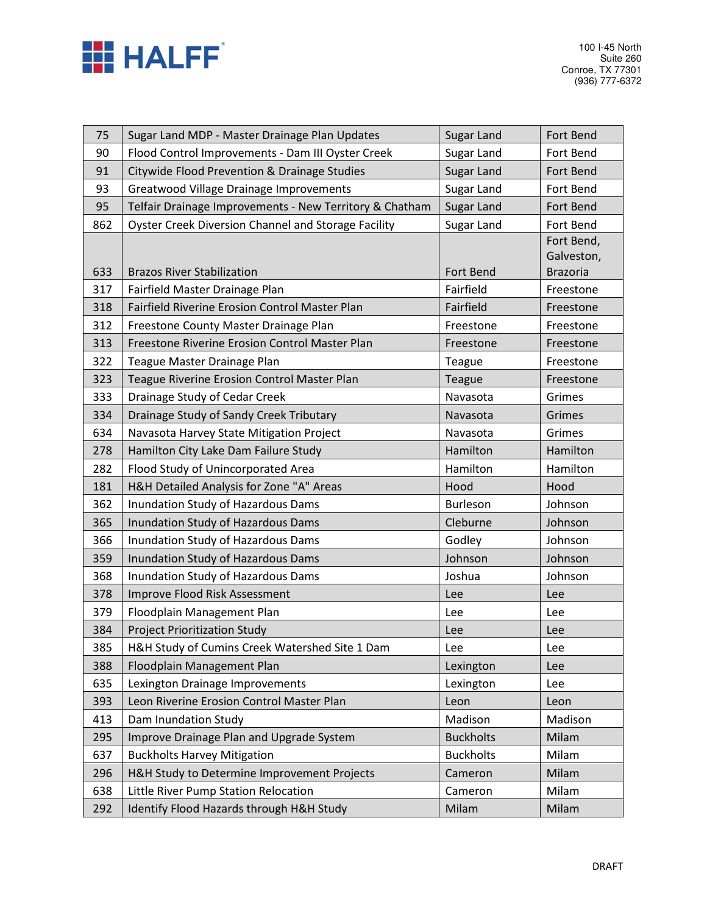| 75 | Sugar Land MDP - Master Drainage Plan Updates | Sugar Land | Fort Bend |
|---|---|---|---|
| 90 | Flood Control Improvements - Dam III Oyster Creek | Sugar Land | Fort Bend |
| 91 | Citywide Flood Prevention & Drainage Studies | Sugar Land | Fort Bend |
| 93 | Greatwood Village Drainage Improvements | Sugar Land | Fort Bend |
| 95 | Telfair Drainage Improvements - New Territory & Chatham | Sugar Land | Fort Bend |
| 862 | Oyster Creek Diversion Channel and Storage Facility | Sugar Land | Fort Bend |
| 633 | Brazos River Stabilization | Fort Bend | Fort Bend, Galveston, Brazoria |
| 317 | Fairfield Master Drainage Plan | Fairfield | Freestone |
| 318 | Fairfield Riverine Erosion Control Master Plan | Fairfield | Freestone |
| 312 | Freestone County Master Drainage Plan | Freestone | Freestone |
| 313 | Freestone Riverine Erosion Control Master Plan | Freestone | Freestone |
| 322 | Teague Master Drainage Plan | Teague | Freestone |
| 323 | Teague Riverine Erosion Control Master Plan | Teague | Freestone |
| 333 | Drainage Study of Cedar Creek | Navasota | Grimes |
| 334 | Drainage Study of Sandy Creek Tributary | Navasota | Grimes |
| 634 | Navasota Harvey State Mitigation Project | Navasota | Grimes |
| 278 | Hamilton City Lake Dam Failure Study | Hamilton | Hamilton |
| 282 | Flood Study of Unincorporated Area | Hamilton | Hamilton |
| 181 | H&H Detailed Analysis for Zone "A" Areas | Hood | Hood |
| 362 | Inundation Study of Hazardous Dams | Burleson | Johnson |
| 365 | Inundation Study of Hazardous Dams | Cleburne | Johnson |
| 366 | Inundation Study of Hazardous Dams | Godley | Johnson |
| 359 | Inundation Study of Hazardous Dams | Johnson | Johnson |
| 368 | Inundation Study of Hazardous Dams | Joshua | Johnson |
| 378 | Improve Flood Risk Assessment | Lee | Lee |
| 379 | Floodplain Management Plan | Lee | Lee |
| 384 | Project Prioritization Study | Lee | Lee |
| 385 | H&H Study of Cumins Creek Watershed Site 1 Dam | Lee | Lee |
| 388 | Floodplain Management Plan | Lexington | Lee |
| 635 | Lexington Drainage Improvements | Lexington | Lee |
| 393 | Leon Riverine Erosion Control Master Plan | Leon | Leon |
| 413 | Dam Inundation Study | Madison | Madison |
| 295 | Improve Drainage Plan and Upgrade System | Buckholts | Milam |
| 637 | Buckholts Harvey Mitigation | Buckholts | Milam |
| 296 | H&H Study to Determine Improvement Projects | Cameron | Milam |
| 638 | Little River Pump Station Relocation | Cameron | Milam |
| 292 | Identify Flood Hazards through H&H Study | Milam | Milam |

DRAFT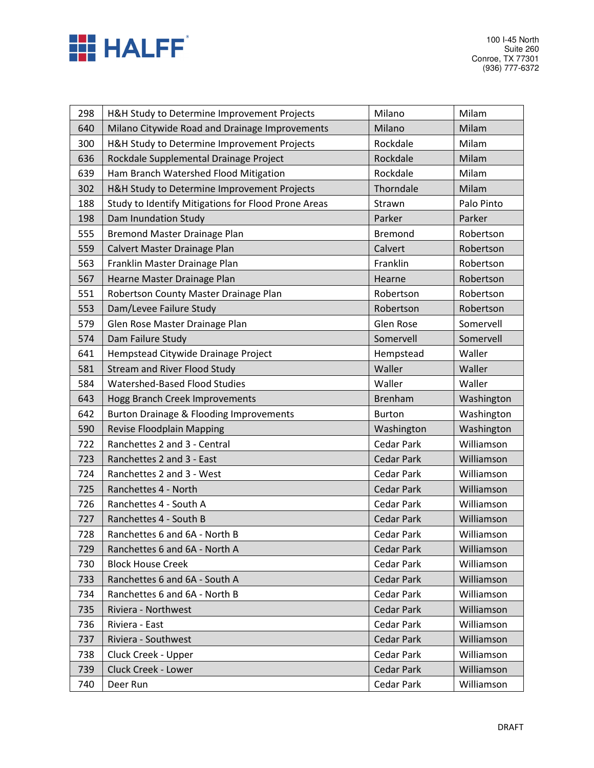| 298 | H&H Study to Determine Improvement Projects | Milano | Milam |
|---|---|---|---|
| 640 | Milano Citywide Road and Drainage Improvements | Milano | Milam |
| 300 | H&H Study to Determine Improvement Projects | Rockdale | Milam |
| 636 | Rockdale Supplemental Drainage Project | Rockdale | Milam |
| 639 | Ham Branch Watershed Flood Mitigation | Rockdale | Milam |
| 302 | H&H Study to Determine Improvement Projects | Thorndale | Milam |
| 188 | Study to Identify Mitigations for Flood Prone Areas | Strawn | Palo Pinto |
| 198 | Dam Inundation Study | Parker | Parker |
| 555 | Bremond Master Drainage Plan | Bremond | Robertson |
| 559 | Calvert Master Drainage Plan | Calvert | Robertson |
| 563 | Franklin Master Drainage Plan | Franklin | Robertson |
| 567 | Hearne Master Drainage Plan | Hearne | Robertson |
| 551 | Robertson County Master Drainage Plan | Robertson | Robertson |
| 553 | Dam/Levee Failure Study | Robertson | Robertson |
| 579 | Glen Rose Master Drainage Plan | Glen Rose | Somervell |
| 574 | Dam Failure Study | Somervell | Somervell |
| 641 | Hempstead Citywide Drainage Project | Hempstead | Waller |
| 581 | Stream and River Flood Study | Waller | Waller |
| 584 | Watershed-Based Flood Studies | Waller | Waller |
| 643 | Hogg Branch Creek Improvements | Brenham | Washington |
| 642 | Burton Drainage & Flooding Improvements | Burton | Washington |
| 590 | Revise Floodplain Mapping | Washington | Washington |
| 722 | Ranchettes 2 and 3 - Central | Cedar Park | Williamson |
| 723 | Ranchettes 2 and 3 - East | Cedar Park | Williamson |
| 724 | Ranchettes 2 and 3 - West | Cedar Park | Williamson |
| 725 | Ranchettes 4 - North | Cedar Park | Williamson |
| 726 | Ranchettes 4 - South A | Cedar Park | Williamson |
| 727 | Ranchettes 4 - South B | Cedar Park | Williamson |
| 728 | Ranchettes 6 and 6A - North B | Cedar Park | Williamson |
| 729 | Ranchettes 6 and 6A - North A | Cedar Park | Williamson |
| 730 | Block House Creek | Cedar Park | Williamson |
| 733 | Ranchettes 6 and 6A - South A | Cedar Park | Williamson |
| 734 | Ranchettes 6 and 6A - North B | Cedar Park | Williamson |
| 735 | Riviera - Northwest | Cedar Park | Williamson |
| 736 | Riviera - East | Cedar Park | Williamson |
| 737 | Riviera - Southwest | Cedar Park | Williamson |
| 738 | Cluck Creek - Upper | Cedar Park | Williamson |
| 739 | Cluck Creek - Lower | Cedar Park | Williamson |
| 740 | Deer Run | Cedar Park | Williamson |

DRAFT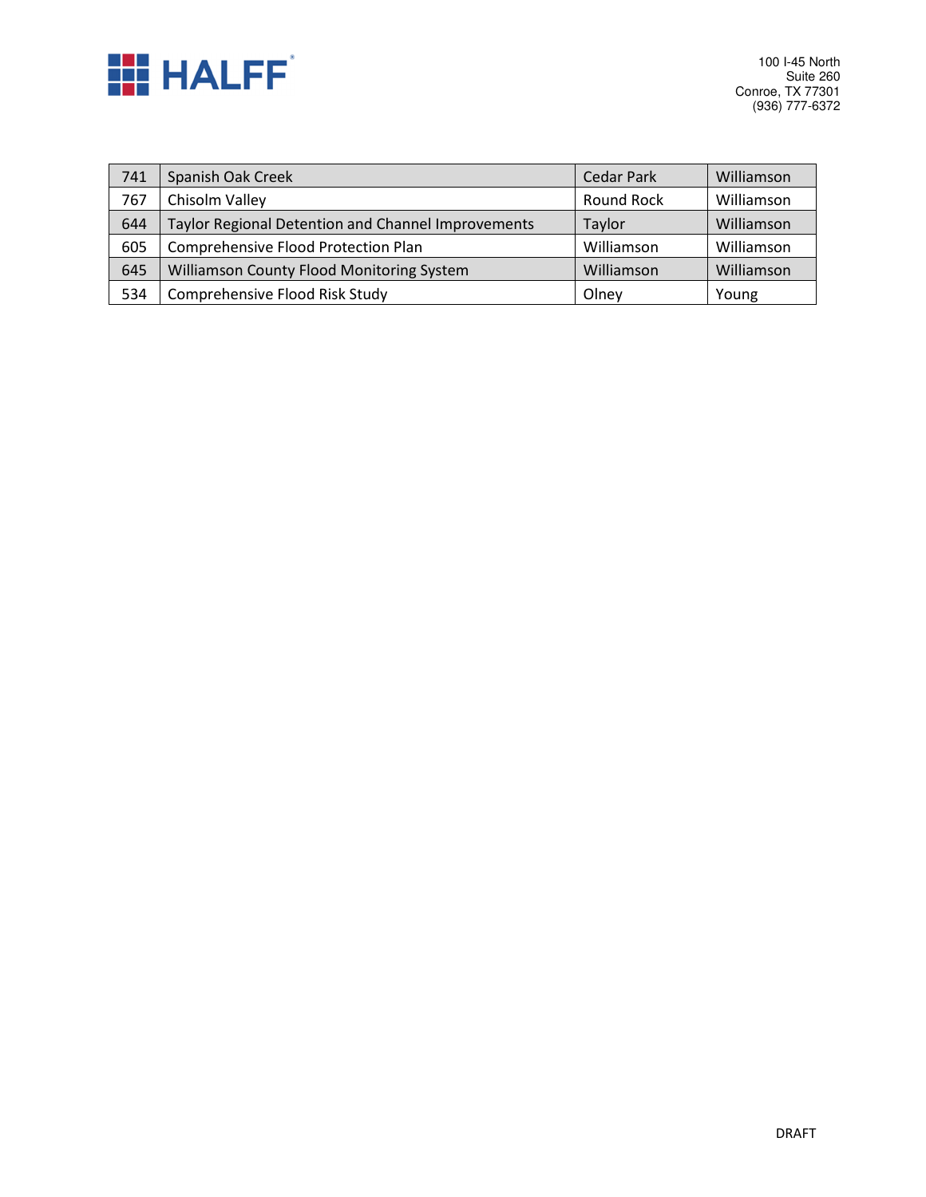| | | | |
|---|---|---|---|
| 741 | Spanish Oak Creek | Cedar Park | Williamson |
| 767 | Chisolm Valley | Round Rock | Williamson |
| 644 | Taylor Regional Detention and Channel Improvements | Taylor | Williamson |
| 605 | Comprehensive Flood Protection Plan | Williamson | Williamson |
| 645 | Williamson County Flood Monitoring System | Williamson | Williamson |
| 534 | Comprehensive Flood Risk Study | Olney | Young |

DRAFT